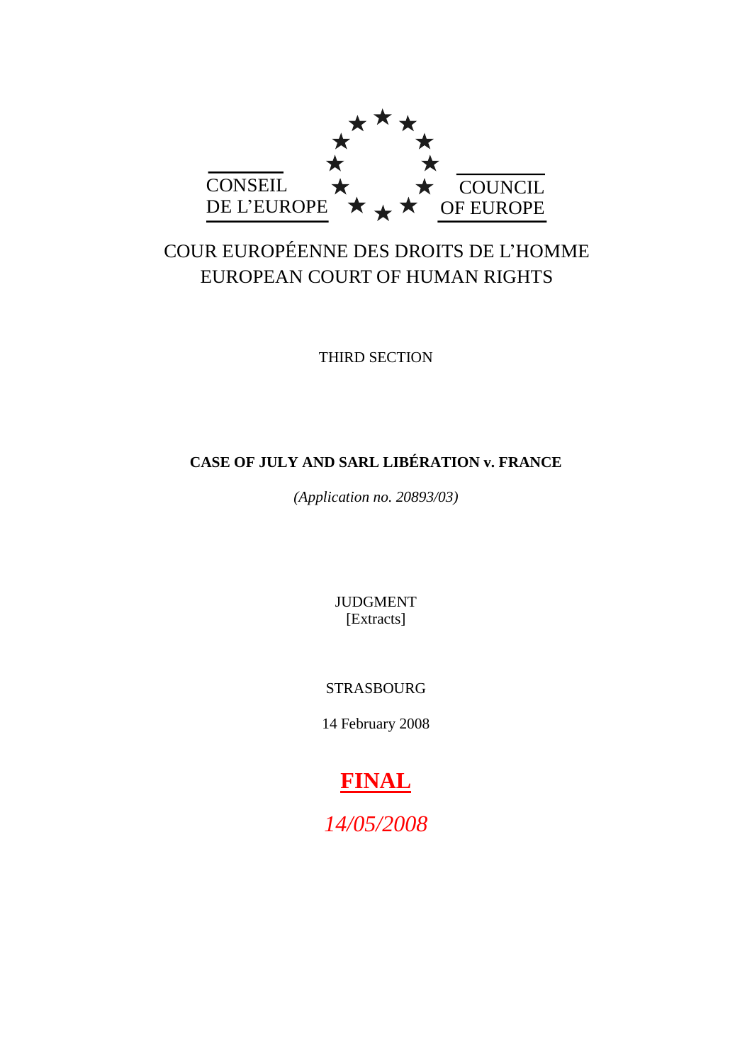CONSEIL DE L'EUROPE

COUNCIL OF EUROPE

COUR EUROPÉENNE DES DROITS DE L'HOMME

EUROPEAN COURT OF HUMAN RIGHTS

THIRD SECTION

**CASE OF JULY AND SARL LIBÉRATION v. FRANCE**

*(Application no. 20893/03)*

JUDGMENT

[Extracts]

STRASBOURG

14 February 2008

**FINAL**

*14/05/2008*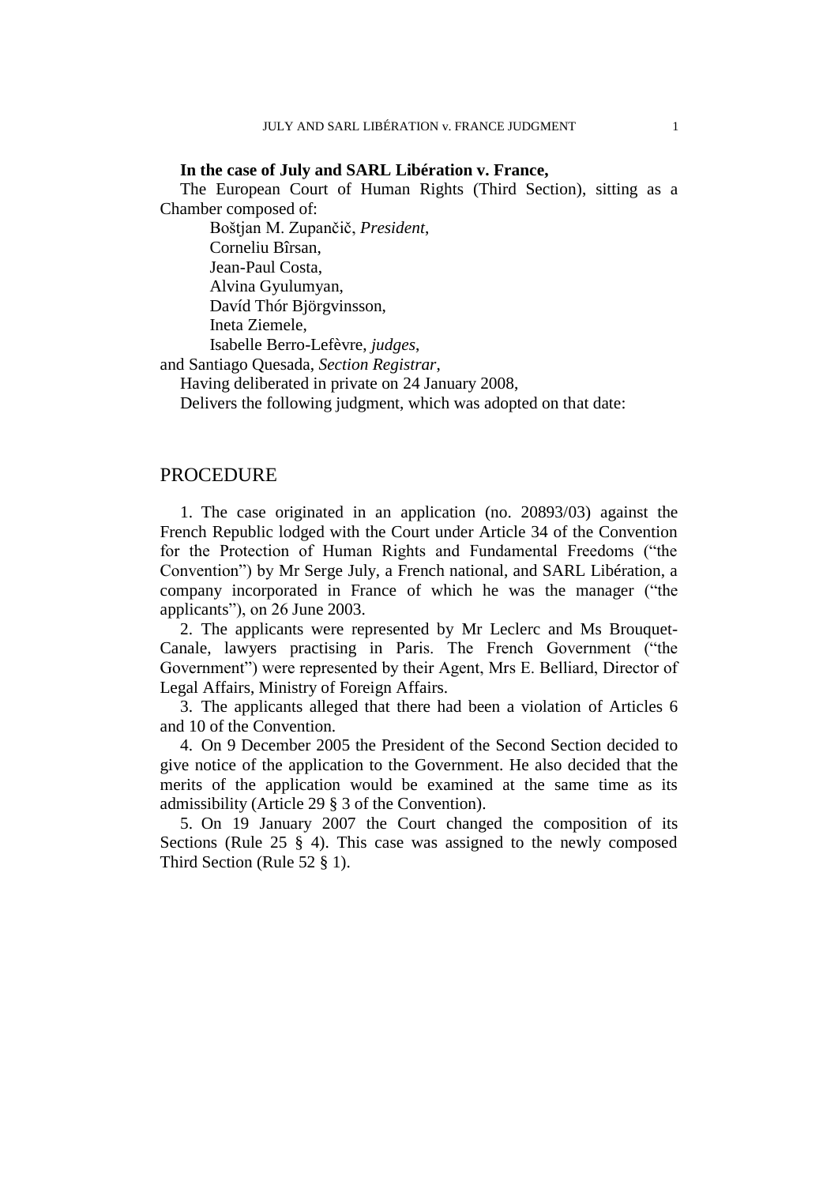**In the case of July and SARL Libération v. France,**

The European Court of Human Rights (Third Section), sitting as a Chamber composed of:

Boštjan M. Zupančič, *President*,
Corneliu Bîrsan,
Jean-Paul Costa,
Alvina Gyulumyan,
Davíd Thór Björgvinsson,
Ineta Ziemele,
Isabelle Berro-Lefèvre, *judges*,
and Santiago Quesada, *Section Registrar*,

Having deliberated in private on 24 January 2008,

Delivers the following judgment, which was adopted on that date:

## PROCEDURE

1. The case originated in an application (no. 20893/03) against the French Republic lodged with the Court under Article 34 of the Convention for the Protection of Human Rights and Fundamental Freedoms ("the Convention") by Mr Serge July, a French national, and SARL Libération, a company incorporated in France of which he was the manager ("the applicants"), on 26 June 2003.

2. The applicants were represented by Mr Leclerc and Ms Brouquet-Canale, lawyers practising in Paris. The French Government ("the Government") were represented by their Agent, Mrs E. Belliard, Director of Legal Affairs, Ministry of Foreign Affairs.

3. The applicants alleged that there had been a violation of Articles 6 and 10 of the Convention.

4. On 9 December 2005 the President of the Second Section decided to give notice of the application to the Government. He also decided that the merits of the application would be examined at the same time as its admissibility (Article 29 § 3 of the Convention).

5. On 19 January 2007 the Court changed the composition of its Sections (Rule 25 § 4). This case was assigned to the newly composed Third Section (Rule 52 § 1).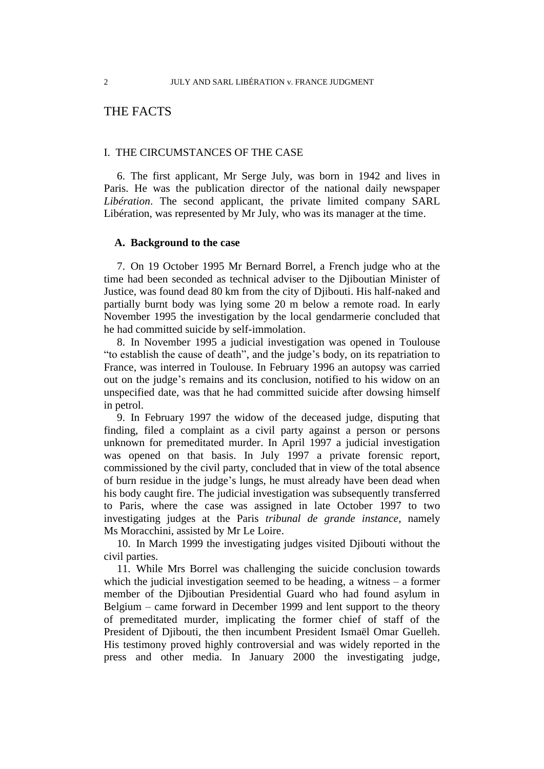# THE FACTS

## I. THE CIRCUMSTANCES OF THE CASE

6. The first applicant, Mr Serge July, was born in 1942 and lives in Paris. He was the publication director of the national daily newspaper *Libération*. The second applicant, the private limited company SARL Libération, was represented by Mr July, who was its manager at the time.

### A. Background to the case

7. On 19 October 1995 Mr Bernard Borrel, a French judge who at the time had been seconded as technical adviser to the Djiboutian Minister of Justice, was found dead 80 km from the city of Djibouti. His half-naked and partially burnt body was lying some 20 m below a remote road. In early November 1995 the investigation by the local gendarmerie concluded that he had committed suicide by self-immolation.

8. In November 1995 a judicial investigation was opened in Toulouse "to establish the cause of death", and the judge's body, on its repatriation to France, was interred in Toulouse. In February 1996 an autopsy was carried out on the judge's remains and its conclusion, notified to his widow on an unspecified date, was that he had committed suicide after dowsing himself in petrol.

9. In February 1997 the widow of the deceased judge, disputing that finding, filed a complaint as a civil party against a person or persons unknown for premeditated murder. In April 1997 a judicial investigation was opened on that basis. In July 1997 a private forensic report, commissioned by the civil party, concluded that in view of the total absence of burn residue in the judge's lungs, he must already have been dead when his body caught fire. The judicial investigation was subsequently transferred to Paris, where the case was assigned in late October 1997 to two investigating judges at the Paris *tribunal de grande instance*, namely Ms Moracchini, assisted by Mr Le Loire.

10. In March 1999 the investigating judges visited Djibouti without the civil parties.

11. While Mrs Borrel was challenging the suicide conclusion towards which the judicial investigation seemed to be heading, a witness – a former member of the Djiboutian Presidential Guard who had found asylum in Belgium – came forward in December 1999 and lent support to the theory of premeditated murder, implicating the former chief of staff of the President of Djibouti, the then incumbent President Ismaël Omar Guelleh. His testimony proved highly controversial and was widely reported in the press and other media. In January 2000 the investigating judge,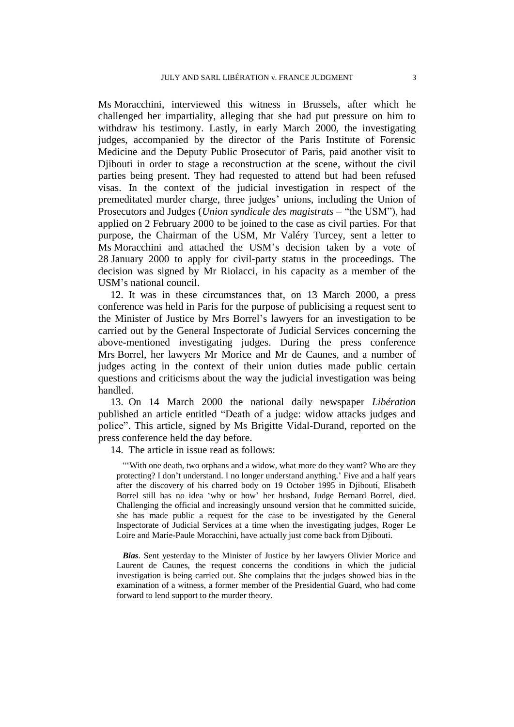Ms Moracchini, interviewed this witness in Brussels, after which he challenged her impartiality, alleging that she had put pressure on him to withdraw his testimony. Lastly, in early March 2000, the investigating judges, accompanied by the director of the Paris Institute of Forensic Medicine and the Deputy Public Prosecutor of Paris, paid another visit to Djibouti in order to stage a reconstruction at the scene, without the civil parties being present. They had requested to attend but had been refused visas. In the context of the judicial investigation in respect of the premeditated murder charge, three judges' unions, including the Union of Prosecutors and Judges (*Union syndicale des magistrats* – "the USM"), had applied on 2 February 2000 to be joined to the case as civil parties. For that purpose, the Chairman of the USM, Mr Valéry Turcey, sent a letter to Ms Moracchini and attached the USM's decision taken by a vote of 28 January 2000 to apply for civil-party status in the proceedings. The decision was signed by Mr Riolacci, in his capacity as a member of the USM's national council.

12. It was in these circumstances that, on 13 March 2000, a press conference was held in Paris for the purpose of publicising a request sent to the Minister of Justice by Mrs Borrel's lawyers for an investigation to be carried out by the General Inspectorate of Judicial Services concerning the above-mentioned investigating judges. During the press conference Mrs Borrel, her lawyers Mr Morice and Mr de Caunes, and a number of judges acting in the context of their union duties made public certain questions and criticisms about the way the judicial investigation was being handled.

13. On 14 March 2000 the national daily newspaper *Libération* published an article entitled "Death of a judge: widow attacks judges and police". This article, signed by Ms Brigitte Vidal-Durand, reported on the press conference held the day before.

14. The article in issue read as follows:

> "'With one death, two orphans and a widow, what more do they want? Who are they protecting? I don't understand. I no longer understand anything.' Five and a half years after the discovery of his charred body on 19 October 1995 in Djibouti, Elisabeth Borrel still has no idea 'why or how' her husband, Judge Bernard Borrel, died. Challenging the official and increasingly unsound version that he committed suicide, she has made public a request for the case to be investigated by the General Inspectorate of Judicial Services at a time when the investigating judges, Roger Le Loire and Marie-Paule Moracchini, have actually just come back from Djibouti.
>
> ***Bias***. Sent yesterday to the Minister of Justice by her lawyers Olivier Morice and Laurent de Caunes, the request concerns the conditions in which the judicial investigation is being carried out. She complains that the judges showed bias in the examination of a witness, a former member of the Presidential Guard, who had come forward to lend support to the murder theory.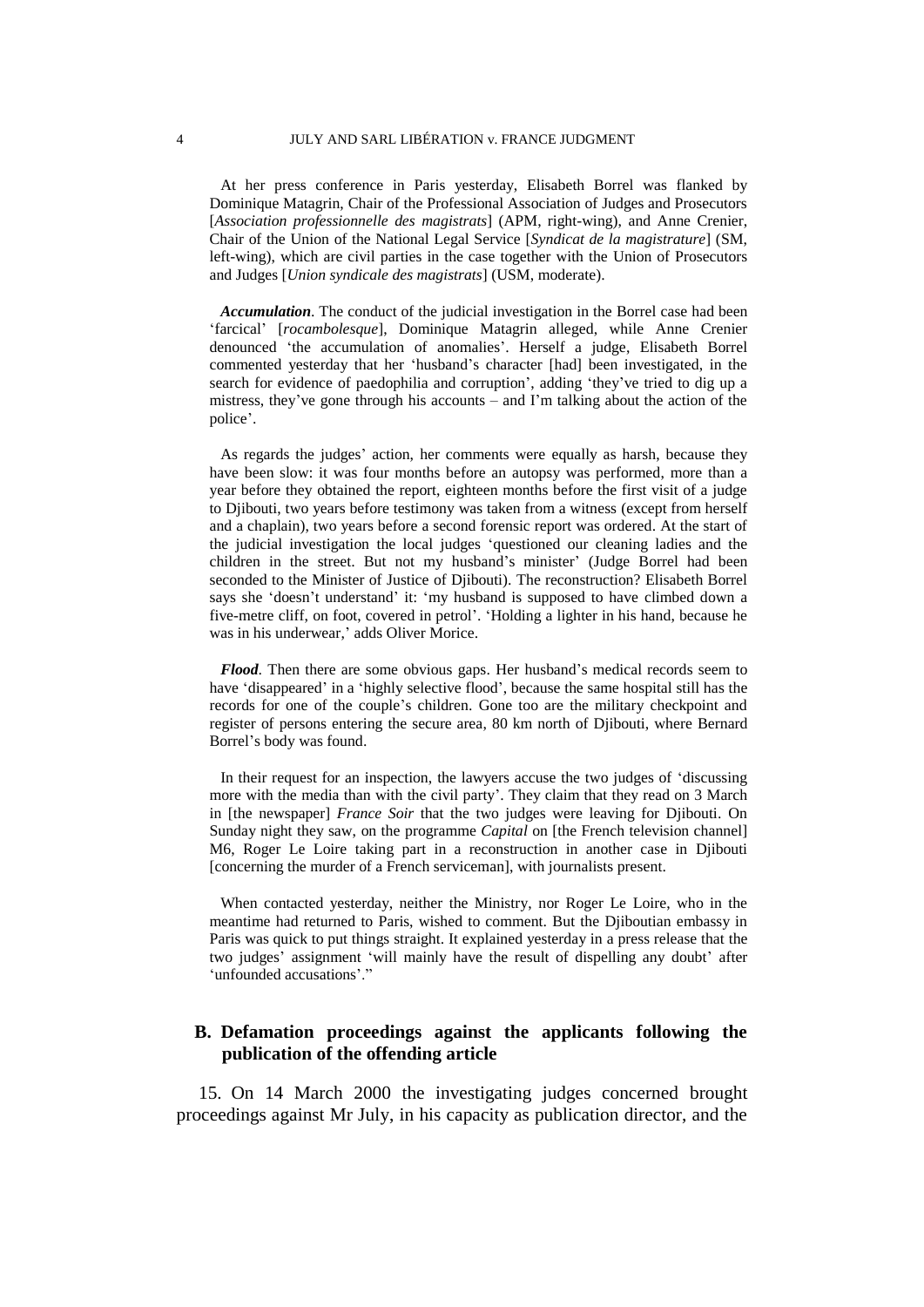At her press conference in Paris yesterday, Elisabeth Borrel was flanked by Dominique Matagrin, Chair of the Professional Association of Judges and Prosecutors [*Association professionnelle des magistrats*] (APM, right-wing), and Anne Crenier, Chair of the Union of the National Legal Service [*Syndicat de la magistrature*] (SM, left-wing), which are civil parties in the case together with the Union of Prosecutors and Judges [*Union syndicale des magistrats*] (USM, moderate).

***Accumulation***. The conduct of the judicial investigation in the Borrel case had been 'farcical' [*rocambolesque*], Dominique Matagrin alleged, while Anne Crenier denounced 'the accumulation of anomalies'. Herself a judge, Elisabeth Borrel commented yesterday that her 'husband's character [had] been investigated, in the search for evidence of paedophilia and corruption', adding 'they've tried to dig up a mistress, they've gone through his accounts – and I'm talking about the action of the police'.

As regards the judges' action, her comments were equally as harsh, because they have been slow: it was four months before an autopsy was performed, more than a year before they obtained the report, eighteen months before the first visit of a judge to Djibouti, two years before testimony was taken from a witness (except from herself and a chaplain), two years before a second forensic report was ordered. At the start of the judicial investigation the local judges 'questioned our cleaning ladies and the children in the street. But not my husband's minister' (Judge Borrel had been seconded to the Minister of Justice of Djibouti). The reconstruction? Elisabeth Borrel says she 'doesn't understand' it: 'my husband is supposed to have climbed down a five-metre cliff, on foot, covered in petrol'. 'Holding a lighter in his hand, because he was in his underwear,' adds Oliver Morice.

***Flood***. Then there are some obvious gaps. Her husband's medical records seem to have 'disappeared' in a 'highly selective flood', because the same hospital still has the records for one of the couple's children. Gone too are the military checkpoint and register of persons entering the secure area, 80 km north of Djibouti, where Bernard Borrel's body was found.

In their request for an inspection, the lawyers accuse the two judges of 'discussing more with the media than with the civil party'. They claim that they read on 3 March in [the newspaper] *France Soir* that the two judges were leaving for Djibouti. On Sunday night they saw, on the programme *Capital* on [the French television channel] M6, Roger Le Loire taking part in a reconstruction in another case in Djibouti [concerning the murder of a French serviceman], with journalists present.

When contacted yesterday, neither the Ministry, nor Roger Le Loire, who in the meantime had returned to Paris, wished to comment. But the Djiboutian embassy in Paris was quick to put things straight. It explained yesterday in a press release that the two judges' assignment 'will mainly have the result of dispelling any doubt' after 'unfounded accusations'."

## B. Defamation proceedings against the applicants following the publication of the offending article

15. On 14 March 2000 the investigating judges concerned brought proceedings against Mr July, in his capacity as publication director, and the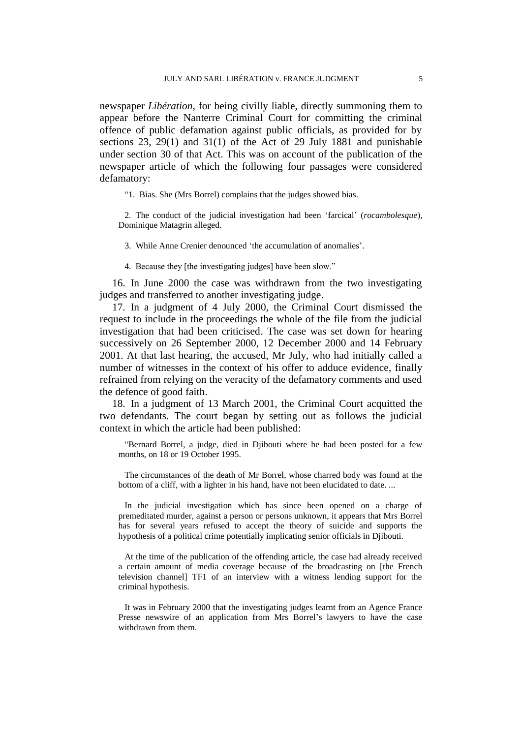newspaper *Libération*, for being civilly liable, directly summoning them to appear before the Nanterre Criminal Court for committing the criminal offence of public defamation against public officials, as provided for by sections 23, 29(1) and 31(1) of the Act of 29 July 1881 and punishable under section 30 of that Act. This was on account of the publication of the newspaper article of which the following four passages were considered defamatory:

> "1. Bias. She (Mrs Borrel) complains that the judges showed bias.
>
> 2. The conduct of the judicial investigation had been 'farcical' (*rocambolesque*), Dominique Matagrin alleged.
>
> 3. While Anne Crenier denounced 'the accumulation of anomalies'.
>
> 4. Because they [the investigating judges] have been slow."

16. In June 2000 the case was withdrawn from the two investigating judges and transferred to another investigating judge.

17. In a judgment of 4 July 2000, the Criminal Court dismissed the request to include in the proceedings the whole of the file from the judicial investigation that had been criticised. The case was set down for hearing successively on 26 September 2000, 12 December 2000 and 14 February 2001. At that last hearing, the accused, Mr July, who had initially called a number of witnesses in the context of his offer to adduce evidence, finally refrained from relying on the veracity of the defamatory comments and used the defence of good faith.

18. In a judgment of 13 March 2001, the Criminal Court acquitted the two defendants. The court began by setting out as follows the judicial context in which the article had been published:

> "Bernard Borrel, a judge, died in Djibouti where he had been posted for a few months, on 18 or 19 October 1995.
>
> The circumstances of the death of Mr Borrel, whose charred body was found at the bottom of a cliff, with a lighter in his hand, have not been elucidated to date. ...
>
> In the judicial investigation which has since been opened on a charge of premeditated murder, against a person or persons unknown, it appears that Mrs Borrel has for several years refused to accept the theory of suicide and supports the hypothesis of a political crime potentially implicating senior officials in Djibouti.
>
> At the time of the publication of the offending article, the case had already received a certain amount of media coverage because of the broadcasting on [the French television channel] TF1 of an interview with a witness lending support for the criminal hypothesis.
>
> It was in February 2000 that the investigating judges learnt from an Agence France Presse newswire of an application from Mrs Borrel's lawyers to have the case withdrawn from them.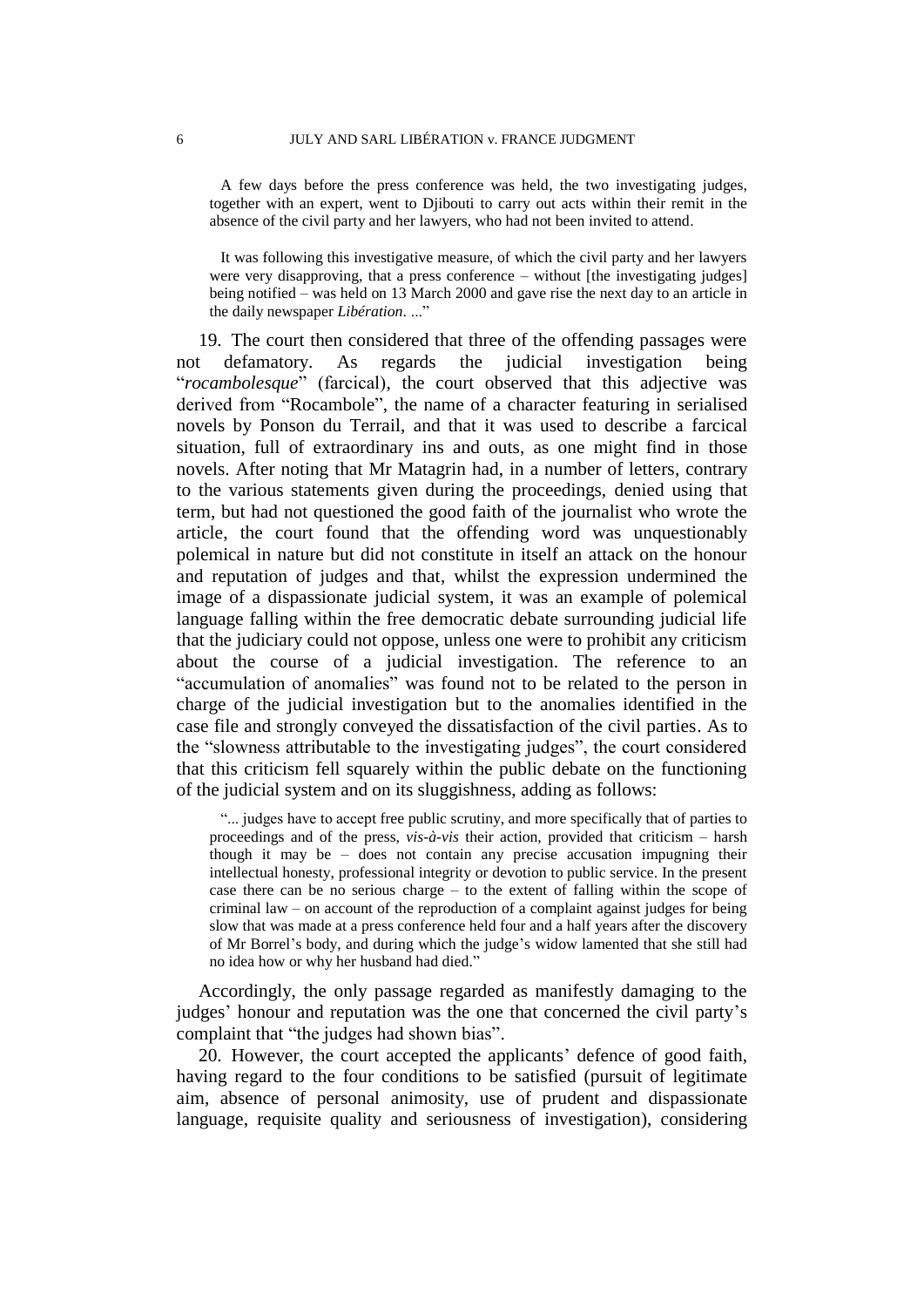A few days before the press conference was held, the two investigating judges, together with an expert, went to Djibouti to carry out acts within their remit in the absence of the civil party and her lawyers, who had not been invited to attend.

It was following this investigative measure, of which the civil party and her lawyers were very disapproving, that a press conference – without [the investigating judges] being notified – was held on 13 March 2000 and gave rise the next day to an article in the daily newspaper *Libération*. ...”

19. The court then considered that three of the offending passages were not defamatory. As regards the judicial investigation being “*rocambolesque*” (farcical), the court observed that this adjective was derived from “Rocambole”, the name of a character featuring in serialised novels by Ponson du Terrail, and that it was used to describe a farcical situation, full of extraordinary ins and outs, as one might find in those novels. After noting that Mr Matagrin had, in a number of letters, contrary to the various statements given during the proceedings, denied using that term, but had not questioned the good faith of the journalist who wrote the article, the court found that the offending word was unquestionably polemical in nature but did not constitute in itself an attack on the honour and reputation of judges and that, whilst the expression undermined the image of a dispassionate judicial system, it was an example of polemical language falling within the free democratic debate surrounding judicial life that the judiciary could not oppose, unless one were to prohibit any criticism about the course of a judicial investigation. The reference to an “accumulation of anomalies” was found not to be related to the person in charge of the judicial investigation but to the anomalies identified in the case file and strongly conveyed the dissatisfaction of the civil parties. As to the “slowness attributable to the investigating judges”, the court considered that this criticism fell squarely within the public debate on the functioning of the judicial system and on its sluggishness, adding as follows:

“... judges have to accept free public scrutiny, and more specifically that of parties to proceedings and of the press, *vis-à-vis* their action, provided that criticism – harsh though it may be – does not contain any precise accusation impugning their intellectual honesty, professional integrity or devotion to public service. In the present case there can be no serious charge – to the extent of falling within the scope of criminal law – on account of the reproduction of a complaint against judges for being slow that was made at a press conference held four and a half years after the discovery of Mr Borrel’s body, and during which the judge’s widow lamented that she still had no idea how or why her husband had died.”

Accordingly, the only passage regarded as manifestly damaging to the judges’ honour and reputation was the one that concerned the civil party’s complaint that “the judges had shown bias”.

20. However, the court accepted the applicants’ defence of good faith, having regard to the four conditions to be satisfied (pursuit of legitimate aim, absence of personal animosity, use of prudent and dispassionate language, requisite quality and seriousness of investigation), considering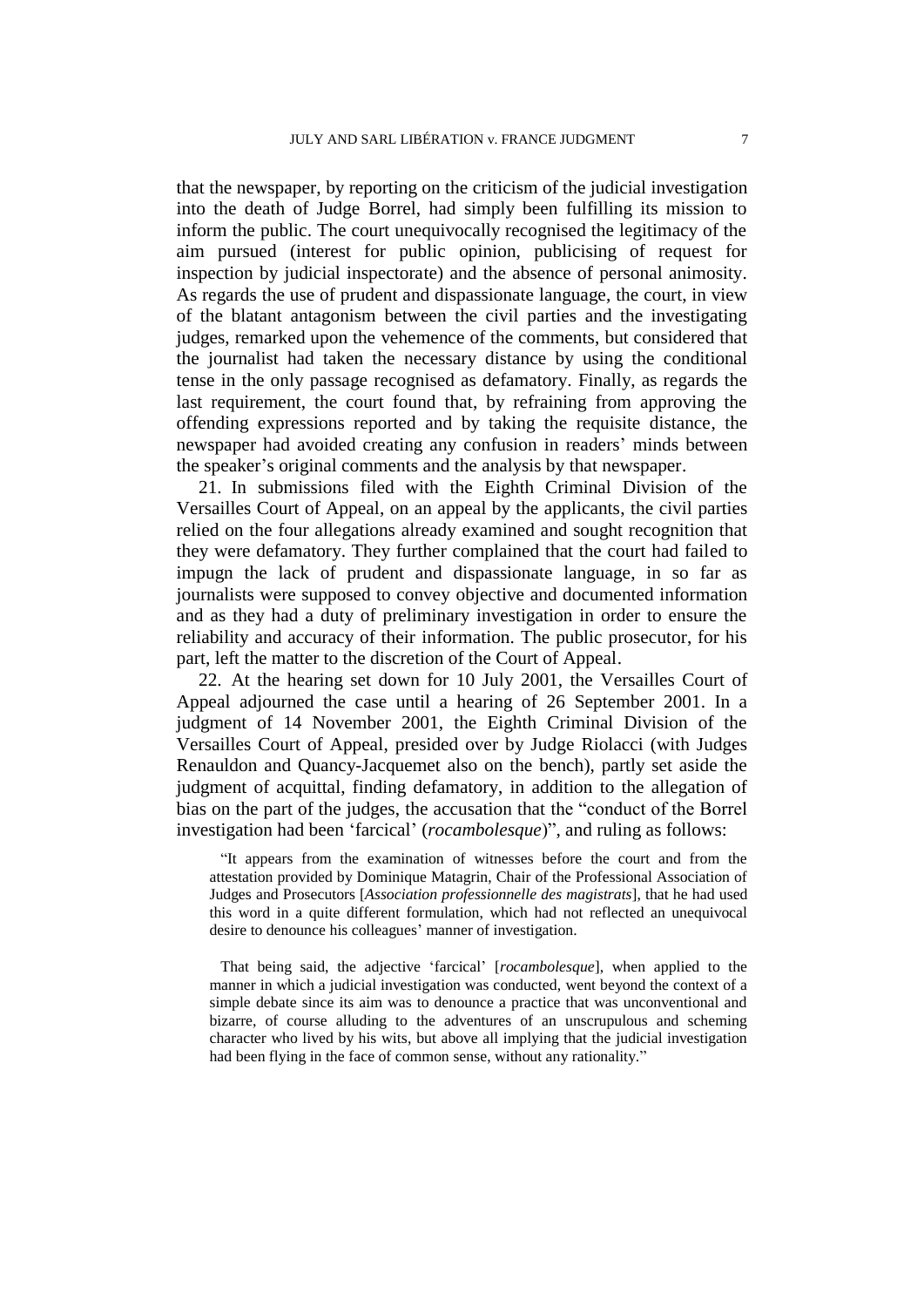that the newspaper, by reporting on the criticism of the judicial investigation into the death of Judge Borrel, had simply been fulfilling its mission to inform the public. The court unequivocally recognised the legitimacy of the aim pursued (interest for public opinion, publicising of request for inspection by judicial inspectorate) and the absence of personal animosity. As regards the use of prudent and dispassionate language, the court, in view of the blatant antagonism between the civil parties and the investigating judges, remarked upon the vehemence of the comments, but considered that the journalist had taken the necessary distance by using the conditional tense in the only passage recognised as defamatory. Finally, as regards the last requirement, the court found that, by refraining from approving the offending expressions reported and by taking the requisite distance, the newspaper had avoided creating any confusion in readers' minds between the speaker's original comments and the analysis by that newspaper.

21. In submissions filed with the Eighth Criminal Division of the Versailles Court of Appeal, on an appeal by the applicants, the civil parties relied on the four allegations already examined and sought recognition that they were defamatory. They further complained that the court had failed to impugn the lack of prudent and dispassionate language, in so far as journalists were supposed to convey objective and documented information and as they had a duty of preliminary investigation in order to ensure the reliability and accuracy of their information. The public prosecutor, for his part, left the matter to the discretion of the Court of Appeal.

22. At the hearing set down for 10 July 2001, the Versailles Court of Appeal adjourned the case until a hearing of 26 September 2001. In a judgment of 14 November 2001, the Eighth Criminal Division of the Versailles Court of Appeal, presided over by Judge Riolacci (with Judges Renauldon and Quancy-Jacquemet also on the bench), partly set aside the judgment of acquittal, finding defamatory, in addition to the allegation of bias on the part of the judges, the accusation that the "conduct of the Borrel investigation had been 'farcical' (*rocambolesque*)", and ruling as follows:

> "It appears from the examination of witnesses before the court and from the attestation provided by Dominique Matagrin, Chair of the Professional Association of Judges and Prosecutors [*Association professionnelle des magistrats*], that he had used this word in a quite different formulation, which had not reflected an unequivocal desire to denounce his colleagues' manner of investigation.
>
> That being said, the adjective 'farcical' [*rocambolesque*], when applied to the manner in which a judicial investigation was conducted, went beyond the context of a simple debate since its aim was to denounce a practice that was unconventional and bizarre, of course alluding to the adventures of an unscrupulous and scheming character who lived by his wits, but above all implying that the judicial investigation had been flying in the face of common sense, without any rationality."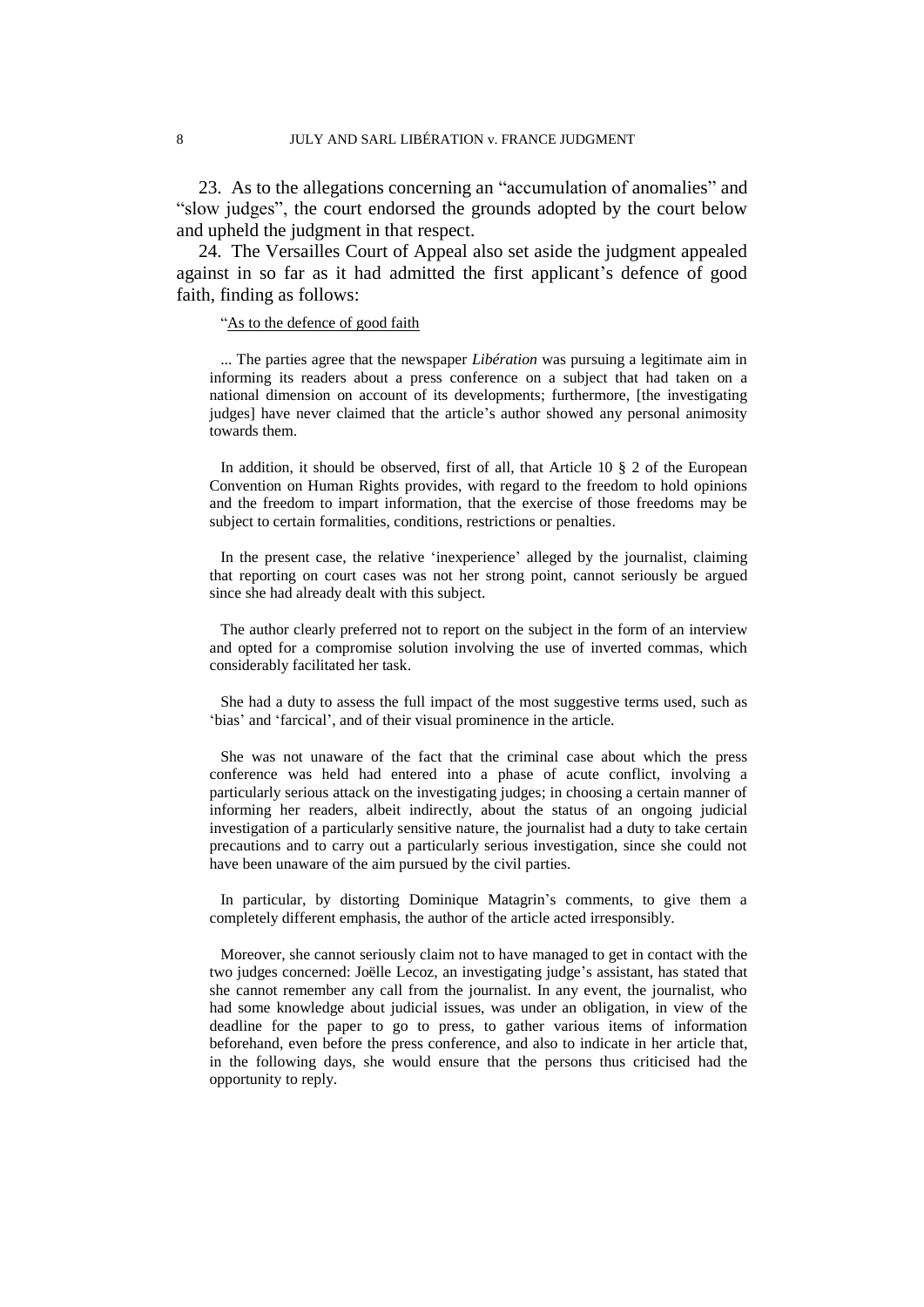23.  As to the allegations concerning an "accumulation of anomalies" and "slow judges", the court endorsed the grounds adopted by the court below and upheld the judgment in that respect.

24.  The Versailles Court of Appeal also set aside the judgment appealed against in so far as it had admitted the first applicant's defence of good faith, finding as follows:

> "<u>As to the defence of good faith</u>
>
> ... The parties agree that the newspaper *Libération* was pursuing a legitimate aim in informing its readers about a press conference on a subject that had taken on a national dimension on account of its developments; furthermore, [the investigating judges] have never claimed that the article's author showed any personal animosity towards them.
>
> In addition, it should be observed, first of all, that Article 10 § 2 of the European Convention on Human Rights provides, with regard to the freedom to hold opinions and the freedom to impart information, that the exercise of those freedoms may be subject to certain formalities, conditions, restrictions or penalties.
>
> In the present case, the relative 'inexperience' alleged by the journalist, claiming that reporting on court cases was not her strong point, cannot seriously be argued since she had already dealt with this subject.
>
> The author clearly preferred not to report on the subject in the form of an interview and opted for a compromise solution involving the use of inverted commas, which considerably facilitated her task.
>
> She had a duty to assess the full impact of the most suggestive terms used, such as 'bias' and 'farcical', and of their visual prominence in the article.
>
> She was not unaware of the fact that the criminal case about which the press conference was held had entered into a phase of acute conflict, involving a particularly serious attack on the investigating judges; in choosing a certain manner of informing her readers, albeit indirectly, about the status of an ongoing judicial investigation of a particularly sensitive nature, the journalist had a duty to take certain precautions and to carry out a particularly serious investigation, since she could not have been unaware of the aim pursued by the civil parties.
>
> In particular, by distorting Dominique Matagrin's comments, to give them a completely different emphasis, the author of the article acted irresponsibly.
>
> Moreover, she cannot seriously claim not to have managed to get in contact with the two judges concerned: Joëlle Lecoz, an investigating judge's assistant, has stated that she cannot remember any call from the journalist. In any event, the journalist, who had some knowledge about judicial issues, was under an obligation, in view of the deadline for the paper to go to press, to gather various items of information beforehand, even before the press conference, and also to indicate in her article that, in the following days, she would ensure that the persons thus criticised had the opportunity to reply.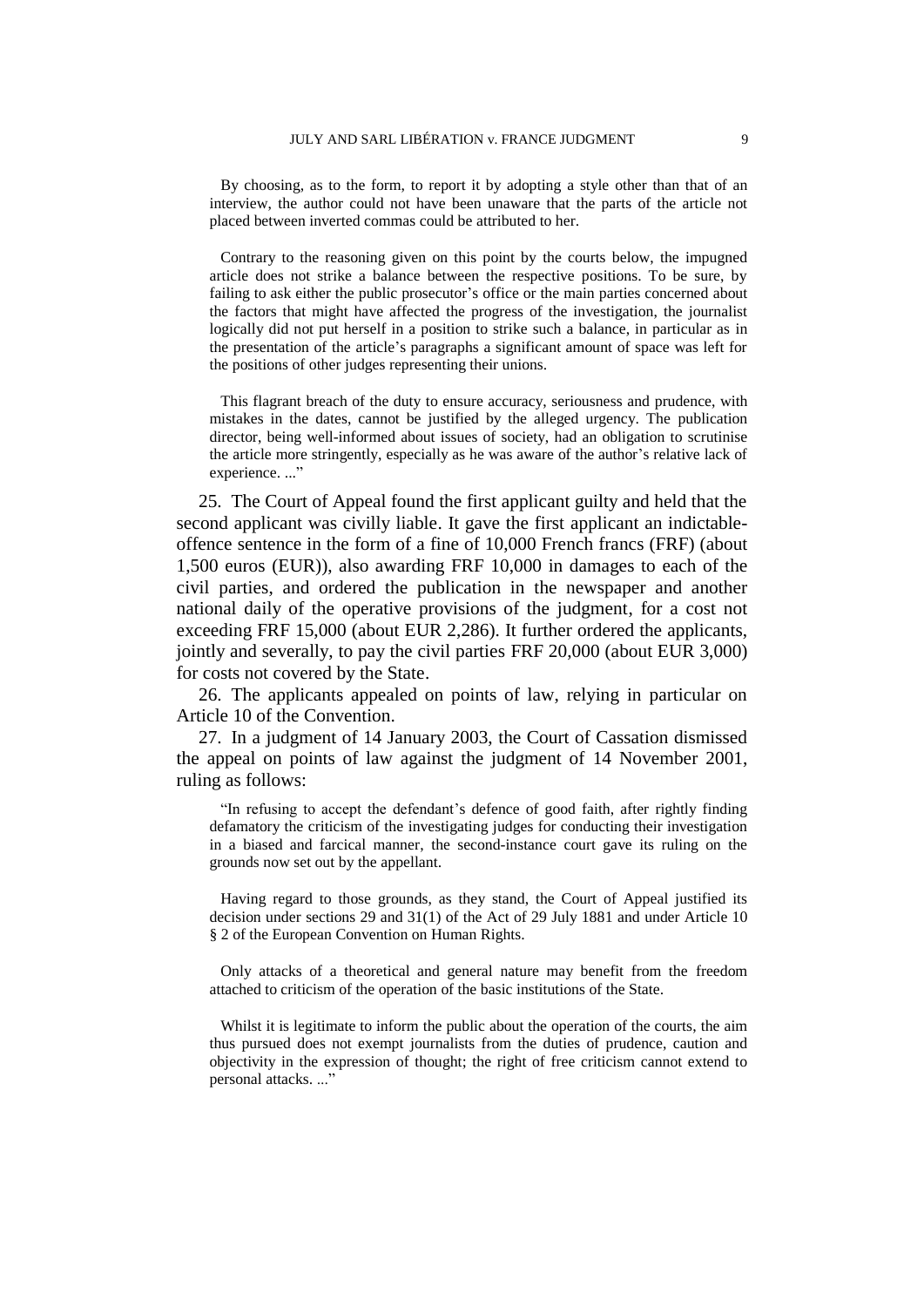By choosing, as to the form, to report it by adopting a style other than that of an interview, the author could not have been unaware that the parts of the article not placed between inverted commas could be attributed to her.

Contrary to the reasoning given on this point by the courts below, the impugned article does not strike a balance between the respective positions. To be sure, by failing to ask either the public prosecutor's office or the main parties concerned about the factors that might have affected the progress of the investigation, the journalist logically did not put herself in a position to strike such a balance, in particular as in the presentation of the article's paragraphs a significant amount of space was left for the positions of other judges representing their unions.

This flagrant breach of the duty to ensure accuracy, seriousness and prudence, with mistakes in the dates, cannot be justified by the alleged urgency. The publication director, being well-informed about issues of society, had an obligation to scrutinise the article more stringently, especially as he was aware of the author's relative lack of experience. ..."

25. The Court of Appeal found the first applicant guilty and held that the second applicant was civilly liable. It gave the first applicant an indictable-offence sentence in the form of a fine of 10,000 French francs (FRF) (about 1,500 euros (EUR)), also awarding FRF 10,000 in damages to each of the civil parties, and ordered the publication in the newspaper and another national daily of the operative provisions of the judgment, for a cost not exceeding FRF 15,000 (about EUR 2,286). It further ordered the applicants, jointly and severally, to pay the civil parties FRF 20,000 (about EUR 3,000) for costs not covered by the State.

26. The applicants appealed on points of law, relying in particular on Article 10 of the Convention.

27. In a judgment of 14 January 2003, the Court of Cassation dismissed the appeal on points of law against the judgment of 14 November 2001, ruling as follows:

"In refusing to accept the defendant's defence of good faith, after rightly finding defamatory the criticism of the investigating judges for conducting their investigation in a biased and farcical manner, the second-instance court gave its ruling on the grounds now set out by the appellant.

Having regard to those grounds, as they stand, the Court of Appeal justified its decision under sections 29 and 31(1) of the Act of 29 July 1881 and under Article 10 § 2 of the European Convention on Human Rights.

Only attacks of a theoretical and general nature may benefit from the freedom attached to criticism of the operation of the basic institutions of the State.

Whilst it is legitimate to inform the public about the operation of the courts, the aim thus pursued does not exempt journalists from the duties of prudence, caution and objectivity in the expression of thought; the right of free criticism cannot extend to personal attacks. ..."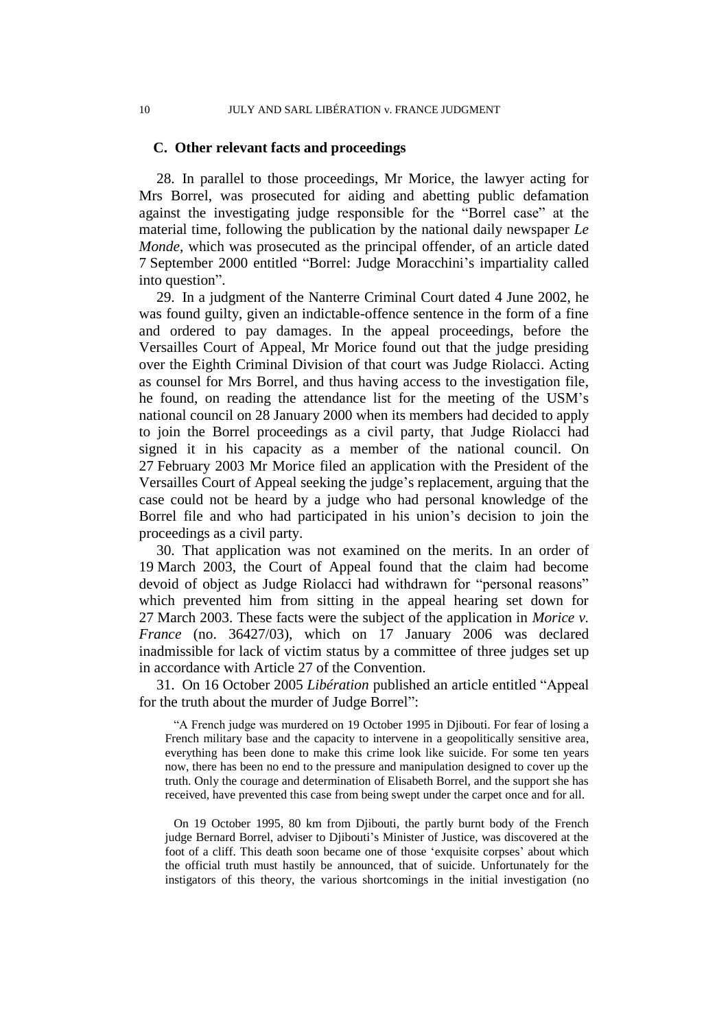### C. Other relevant facts and proceedings

28. In parallel to those proceedings, Mr Morice, the lawyer acting for Mrs Borrel, was prosecuted for aiding and abetting public defamation against the investigating judge responsible for the "Borrel case" at the material time, following the publication by the national daily newspaper *Le Monde*, which was prosecuted as the principal offender, of an article dated 7 September 2000 entitled "Borrel: Judge Moracchini's impartiality called into question".

29. In a judgment of the Nanterre Criminal Court dated 4 June 2002, he was found guilty, given an indictable-offence sentence in the form of a fine and ordered to pay damages. In the appeal proceedings, before the Versailles Court of Appeal, Mr Morice found out that the judge presiding over the Eighth Criminal Division of that court was Judge Riolacci. Acting as counsel for Mrs Borrel, and thus having access to the investigation file, he found, on reading the attendance list for the meeting of the USM's national council on 28 January 2000 when its members had decided to apply to join the Borrel proceedings as a civil party, that Judge Riolacci had signed it in his capacity as a member of the national council. On 27 February 2003 Mr Morice filed an application with the President of the Versailles Court of Appeal seeking the judge's replacement, arguing that the case could not be heard by a judge who had personal knowledge of the Borrel file and who had participated in his union's decision to join the proceedings as a civil party.

30. That application was not examined on the merits. In an order of 19 March 2003, the Court of Appeal found that the claim had become devoid of object as Judge Riolacci had withdrawn for "personal reasons" which prevented him from sitting in the appeal hearing set down for 27 March 2003. These facts were the subject of the application in *Morice v. France* (no. 36427/03), which on 17 January 2006 was declared inadmissible for lack of victim status by a committee of three judges set up in accordance with Article 27 of the Convention.

31. On 16 October 2005 *Libération* published an article entitled "Appeal for the truth about the murder of Judge Borrel":

> "A French judge was murdered on 19 October 1995 in Djibouti. For fear of losing a French military base and the capacity to intervene in a geopolitically sensitive area, everything has been done to make this crime look like suicide. For some ten years now, there has been no end to the pressure and manipulation designed to cover up the truth. Only the courage and determination of Elisabeth Borrel, and the support she has received, have prevented this case from being swept under the carpet once and for all.
>
> On 19 October 1995, 80 km from Djibouti, the partly burnt body of the French judge Bernard Borrel, adviser to Djibouti's Minister of Justice, was discovered at the foot of a cliff. This death soon became one of those 'exquisite corpses' about which the official truth must hastily be announced, that of suicide. Unfortunately for the instigators of this theory, the various shortcomings in the initial investigation (no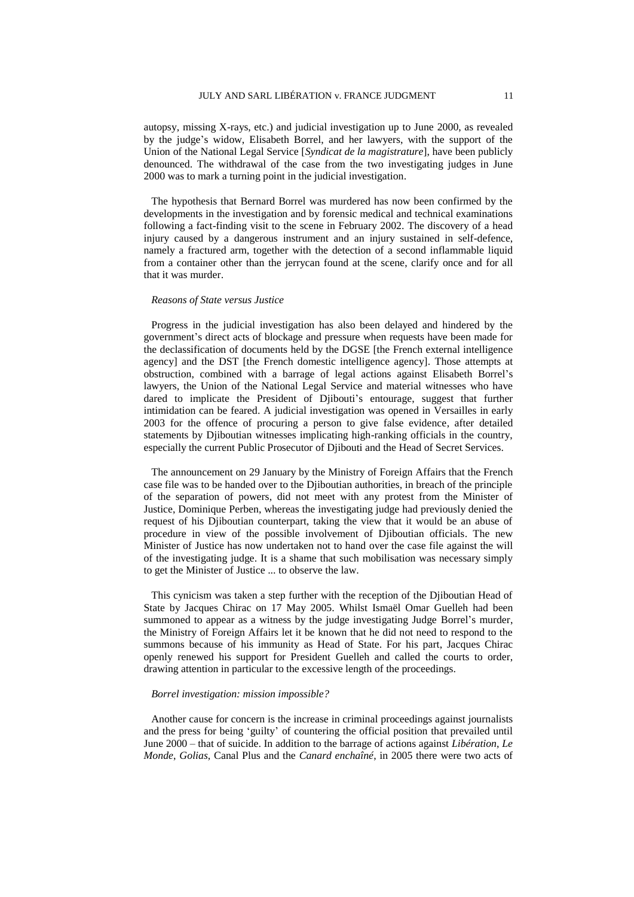autopsy, missing X-rays, etc.) and judicial investigation up to June 2000, as revealed by the judge's widow, Elisabeth Borrel, and her lawyers, with the support of the Union of the National Legal Service [*Syndicat de la magistrature*], have been publicly denounced. The withdrawal of the case from the two investigating judges in June 2000 was to mark a turning point in the judicial investigation.

The hypothesis that Bernard Borrel was murdered has now been confirmed by the developments in the investigation and by forensic medical and technical examinations following a fact-finding visit to the scene in February 2002. The discovery of a head injury caused by a dangerous instrument and an injury sustained in self-defence, namely a fractured arm, together with the detection of a second inflammable liquid from a container other than the jerrycan found at the scene, clarify once and for all that it was murder.

*Reasons of State versus Justice*

Progress in the judicial investigation has also been delayed and hindered by the government's direct acts of blockage and pressure when requests have been made for the declassification of documents held by the DGSE [the French external intelligence agency] and the DST [the French domestic intelligence agency]. Those attempts at obstruction, combined with a barrage of legal actions against Elisabeth Borrel's lawyers, the Union of the National Legal Service and material witnesses who have dared to implicate the President of Djibouti's entourage, suggest that further intimidation can be feared. A judicial investigation was opened in Versailles in early 2003 for the offence of procuring a person to give false evidence, after detailed statements by Djiboutian witnesses implicating high-ranking officials in the country, especially the current Public Prosecutor of Djibouti and the Head of Secret Services.

The announcement on 29 January by the Ministry of Foreign Affairs that the French case file was to be handed over to the Djiboutian authorities, in breach of the principle of the separation of powers, did not meet with any protest from the Minister of Justice, Dominique Perben, whereas the investigating judge had previously denied the request of his Djiboutian counterpart, taking the view that it would be an abuse of procedure in view of the possible involvement of Djiboutian officials. The new Minister of Justice has now undertaken not to hand over the case file against the will of the investigating judge. It is a shame that such mobilisation was necessary simply to get the Minister of Justice ... to observe the law.

This cynicism was taken a step further with the reception of the Djiboutian Head of State by Jacques Chirac on 17 May 2005. Whilst Ismaël Omar Guelleh had been summoned to appear as a witness by the judge investigating Judge Borrel's murder, the Ministry of Foreign Affairs let it be known that he did not need to respond to the summons because of his immunity as Head of State. For his part, Jacques Chirac openly renewed his support for President Guelleh and called the courts to order, drawing attention in particular to the excessive length of the proceedings.

*Borrel investigation: mission impossible?*

Another cause for concern is the increase in criminal proceedings against journalists and the press for being 'guilty' of countering the official position that prevailed until June 2000 – that of suicide. In addition to the barrage of actions against *Libération*, *Le Monde*, *Golias*, Canal Plus and the *Canard enchaîné*, in 2005 there were two acts of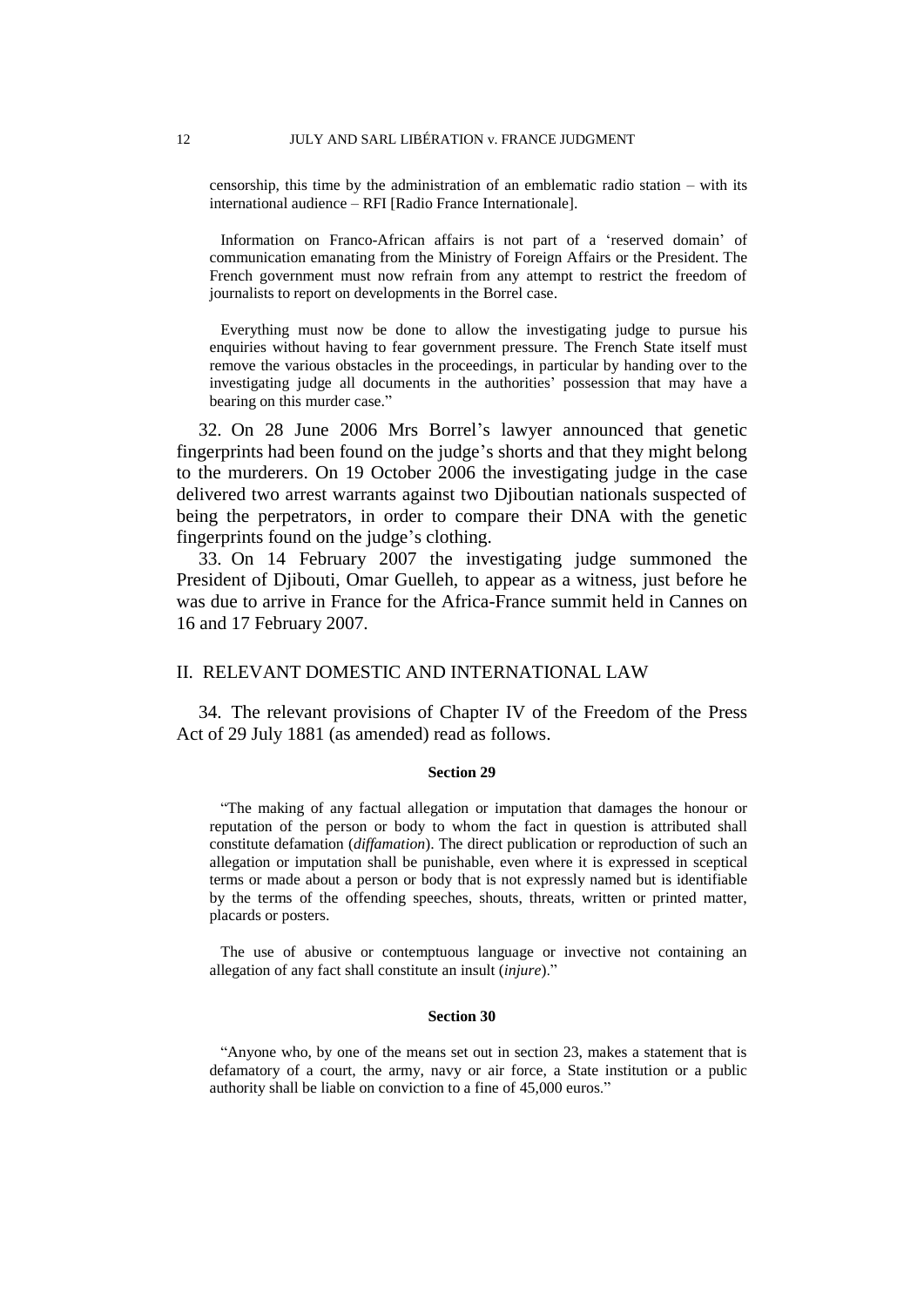censorship, this time by the administration of an emblematic radio station – with its international audience – RFI [Radio France Internationale].

Information on Franco-African affairs is not part of a 'reserved domain' of communication emanating from the Ministry of Foreign Affairs or the President. The French government must now refrain from any attempt to restrict the freedom of journalists to report on developments in the Borrel case.

Everything must now be done to allow the investigating judge to pursue his enquiries without having to fear government pressure. The French State itself must remove the various obstacles in the proceedings, in particular by handing over to the investigating judge all documents in the authorities' possession that may have a bearing on this murder case."

32. On 28 June 2006 Mrs Borrel's lawyer announced that genetic fingerprints had been found on the judge's shorts and that they might belong to the murderers. On 19 October 2006 the investigating judge in the case delivered two arrest warrants against two Djiboutian nationals suspected of being the perpetrators, in order to compare their DNA with the genetic fingerprints found on the judge's clothing.

33. On 14 February 2007 the investigating judge summoned the President of Djibouti, Omar Guelleh, to appear as a witness, just before he was due to arrive in France for the Africa-France summit held in Cannes on 16 and 17 February 2007.

## II. RELEVANT DOMESTIC AND INTERNATIONAL LAW

34. The relevant provisions of Chapter IV of the Freedom of the Press Act of 29 July 1881 (as amended) read as follows.

**Section 29**

"The making of any factual allegation or imputation that damages the honour or reputation of the person or body to whom the fact in question is attributed shall constitute defamation (*diffamation*). The direct publication or reproduction of such an allegation or imputation shall be punishable, even where it is expressed in sceptical terms or made about a person or body that is not expressly named but is identifiable by the terms of the offending speeches, shouts, threats, written or printed matter, placards or posters.

The use of abusive or contemptuous language or invective not containing an allegation of any fact shall constitute an insult (*injure*)."

**Section 30**

"Anyone who, by one of the means set out in section 23, makes a statement that is defamatory of a court, the army, navy or air force, a State institution or a public authority shall be liable on conviction to a fine of 45,000 euros."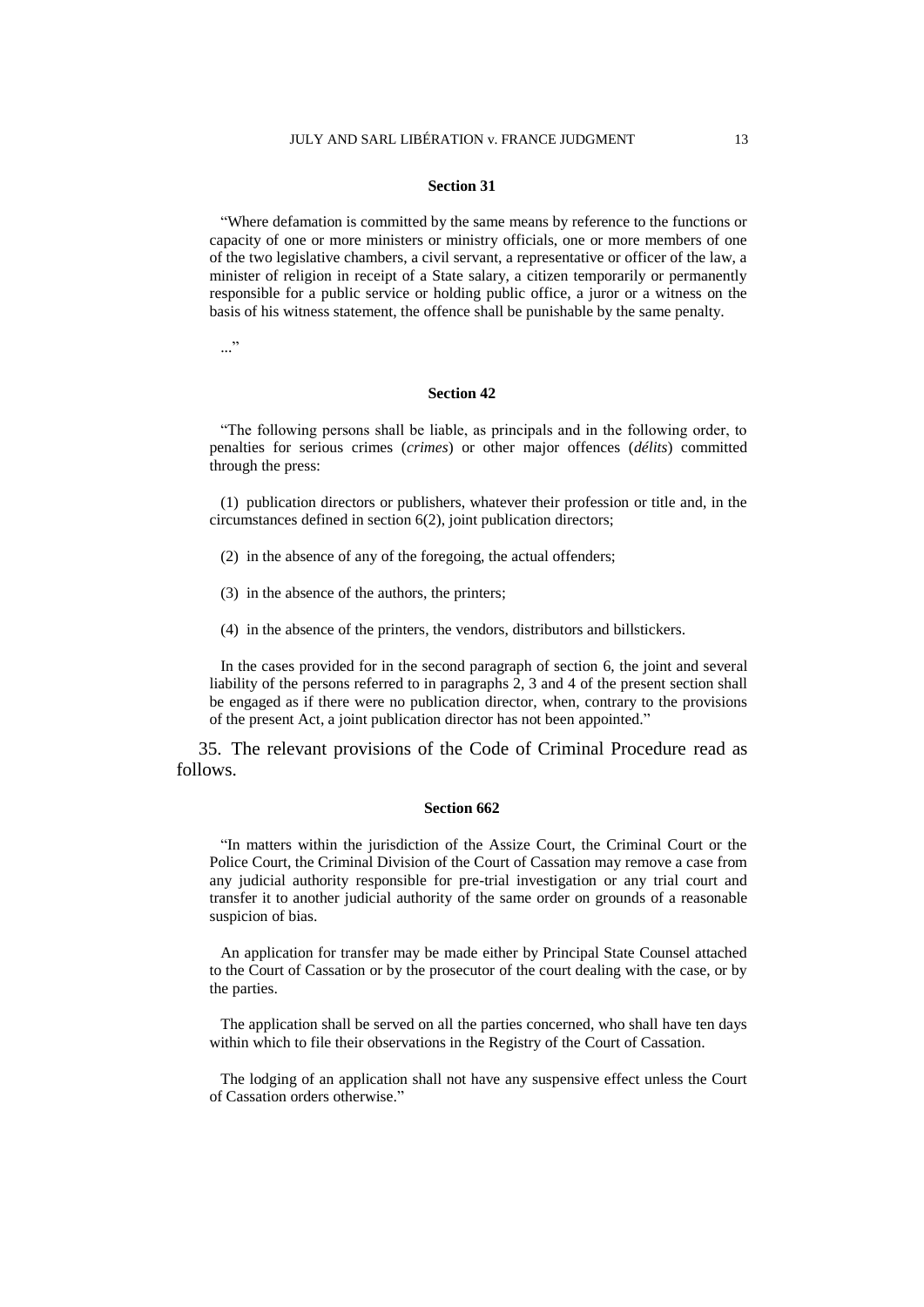**Section 31**

"Where defamation is committed by the same means by reference to the functions or capacity of one or more ministers or ministry officials, one or more members of one of the two legislative chambers, a civil servant, a representative or officer of the law, a minister of religion in receipt of a State salary, a citizen temporarily or permanently responsible for a public service or holding public office, a juror or a witness on the basis of his witness statement, the offence shall be punishable by the same penalty.

..."

**Section 42**

"The following persons shall be liable, as principals and in the following order, to penalties for serious crimes (*crimes*) or other major offences (*délits*) committed through the press:

(1) publication directors or publishers, whatever their profession or title and, in the circumstances defined in section 6(2), joint publication directors;

(2) in the absence of any of the foregoing, the actual offenders;

(3) in the absence of the authors, the printers;

(4) in the absence of the printers, the vendors, distributors and billstickers.

In the cases provided for in the second paragraph of section 6, the joint and several liability of the persons referred to in paragraphs 2, 3 and 4 of the present section shall be engaged as if there were no publication director, when, contrary to the provisions of the present Act, a joint publication director has not been appointed."

35. The relevant provisions of the Code of Criminal Procedure read as follows.

**Section 662**

"In matters within the jurisdiction of the Assize Court, the Criminal Court or the Police Court, the Criminal Division of the Court of Cassation may remove a case from any judicial authority responsible for pre-trial investigation or any trial court and transfer it to another judicial authority of the same order on grounds of a reasonable suspicion of bias.

An application for transfer may be made either by Principal State Counsel attached to the Court of Cassation or by the prosecutor of the court dealing with the case, or by the parties.

The application shall be served on all the parties concerned, who shall have ten days within which to file their observations in the Registry of the Court of Cassation.

The lodging of an application shall not have any suspensive effect unless the Court of Cassation orders otherwise."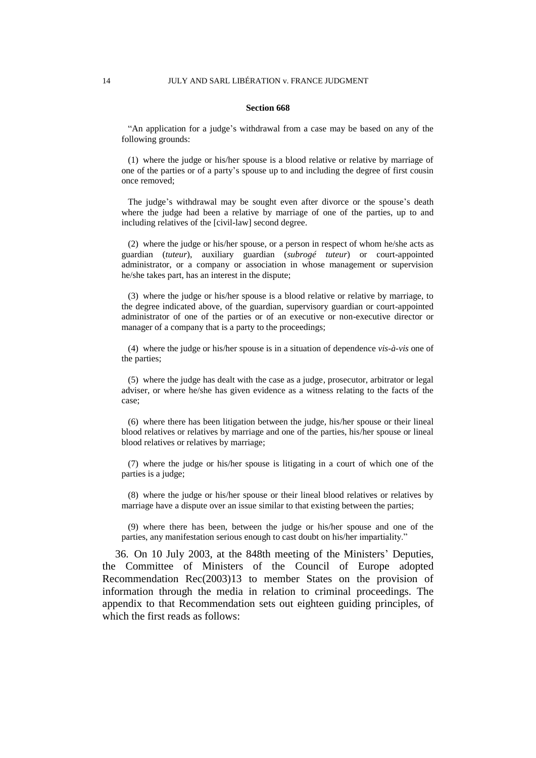**Section 668**

"An application for a judge's withdrawal from a case may be based on any of the following grounds:

(1) where the judge or his/her spouse is a blood relative or relative by marriage of one of the parties or of a party's spouse up to and including the degree of first cousin once removed;

The judge's withdrawal may be sought even after divorce or the spouse's death where the judge had been a relative by marriage of one of the parties, up to and including relatives of the [civil-law] second degree.

(2) where the judge or his/her spouse, or a person in respect of whom he/she acts as guardian (*tuteur*), auxiliary guardian (*subrogé tuteur*) or court-appointed administrator, or a company or association in whose management or supervision he/she takes part, has an interest in the dispute;

(3) where the judge or his/her spouse is a blood relative or relative by marriage, to the degree indicated above, of the guardian, supervisory guardian or court-appointed administrator of one of the parties or of an executive or non-executive director or manager of a company that is a party to the proceedings;

(4) where the judge or his/her spouse is in a situation of dependence *vis-à-vis* one of the parties;

(5) where the judge has dealt with the case as a judge, prosecutor, arbitrator or legal adviser, or where he/she has given evidence as a witness relating to the facts of the case;

(6) where there has been litigation between the judge, his/her spouse or their lineal blood relatives or relatives by marriage and one of the parties, his/her spouse or lineal blood relatives or relatives by marriage;

(7) where the judge or his/her spouse is litigating in a court of which one of the parties is a judge;

(8) where the judge or his/her spouse or their lineal blood relatives or relatives by marriage have a dispute over an issue similar to that existing between the parties;

(9) where there has been, between the judge or his/her spouse and one of the parties, any manifestation serious enough to cast doubt on his/her impartiality."

36. On 10 July 2003, at the 848th meeting of the Ministers' Deputies, the Committee of Ministers of the Council of Europe adopted Recommendation Rec(2003)13 to member States on the provision of information through the media in relation to criminal proceedings. The appendix to that Recommendation sets out eighteen guiding principles, of which the first reads as follows: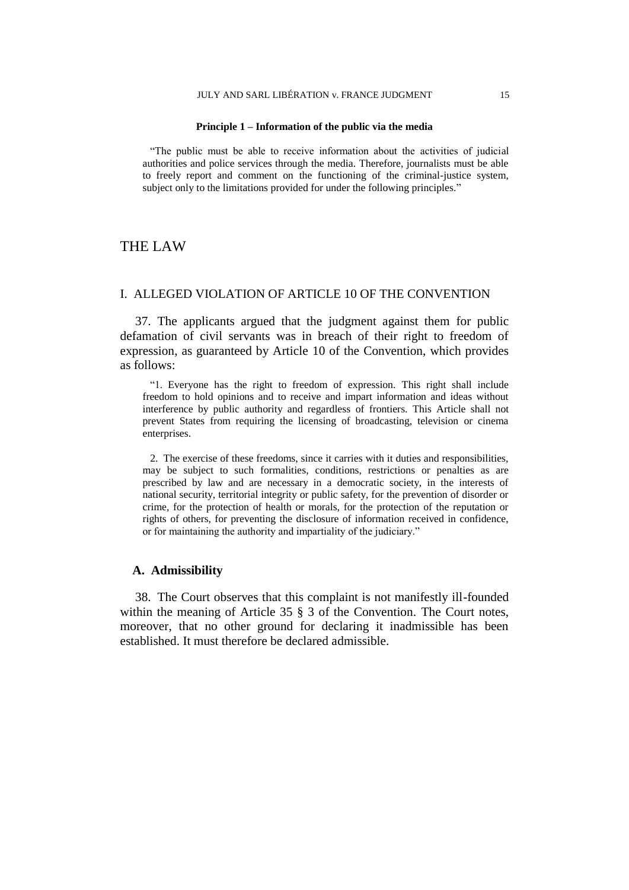**Principle 1 – Information of the public via the media**

> "The public must be able to receive information about the activities of judicial authorities and police services through the media. Therefore, journalists must be able to freely report and comment on the functioning of the criminal-justice system, subject only to the limitations provided for under the following principles."

# THE LAW

## I. ALLEGED VIOLATION OF ARTICLE 10 OF THE CONVENTION

37. The applicants argued that the judgment against them for public defamation of civil servants was in breach of their right to freedom of expression, as guaranteed by Article 10 of the Convention, which provides as follows:

> "1. Everyone has the right to freedom of expression. This right shall include freedom to hold opinions and to receive and impart information and ideas without interference by public authority and regardless of frontiers. This Article shall not prevent States from requiring the licensing of broadcasting, television or cinema enterprises.
>
> 2. The exercise of these freedoms, since it carries with it duties and responsibilities, may be subject to such formalities, conditions, restrictions or penalties as are prescribed by law and are necessary in a democratic society, in the interests of national security, territorial integrity or public safety, for the prevention of disorder or crime, for the protection of health or morals, for the protection of the reputation or rights of others, for preventing the disclosure of information received in confidence, or for maintaining the authority and impartiality of the judiciary."

### A. Admissibility

38. The Court observes that this complaint is not manifestly ill-founded within the meaning of Article 35 § 3 of the Convention. The Court notes, moreover, that no other ground for declaring it inadmissible has been established. It must therefore be declared admissible.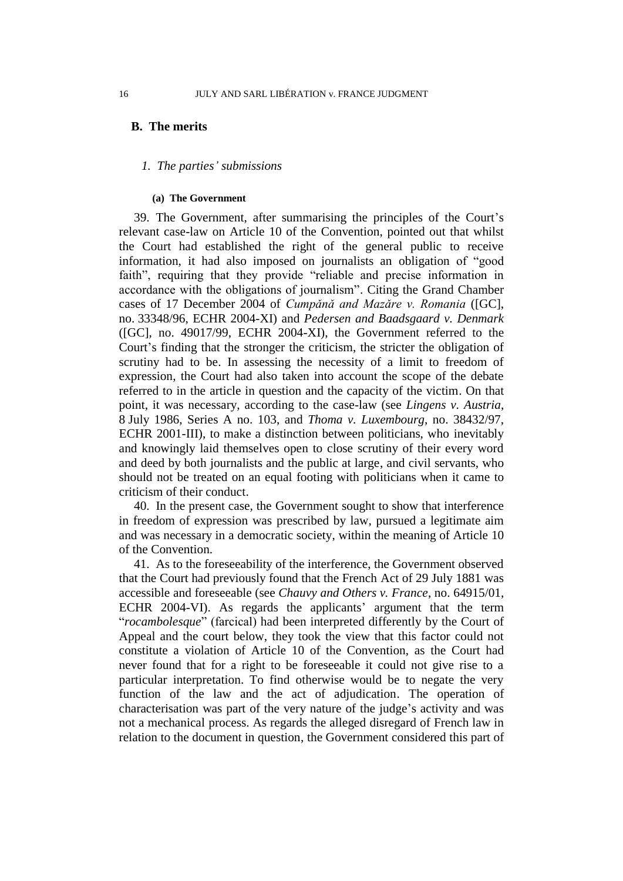## B. The merits

### *1. The parties' submissions*

#### (a) The Government

39. The Government, after summarising the principles of the Court's relevant case-law on Article 10 of the Convention, pointed out that whilst the Court had established the right of the general public to receive information, it had also imposed on journalists an obligation of "good faith", requiring that they provide "reliable and precise information in accordance with the obligations of journalism". Citing the Grand Chamber cases of 17 December 2004 of *Cumpănă and Mazăre v. Romania* ([GC], no. 33348/96, ECHR 2004-XI) and *Pedersen and Baadsgaard v. Denmark* ([GC], no. 49017/99, ECHR 2004-XI), the Government referred to the Court's finding that the stronger the criticism, the stricter the obligation of scrutiny had to be. In assessing the necessity of a limit to freedom of expression, the Court had also taken into account the scope of the debate referred to in the article in question and the capacity of the victim. On that point, it was necessary, according to the case-law (see *Lingens v. Austria*, 8 July 1986, Series A no. 103, and *Thoma v. Luxembourg*, no. 38432/97, ECHR 2001-III), to make a distinction between politicians, who inevitably and knowingly laid themselves open to close scrutiny of their every word and deed by both journalists and the public at large, and civil servants, who should not be treated on an equal footing with politicians when it came to criticism of their conduct.

40. In the present case, the Government sought to show that interference in freedom of expression was prescribed by law, pursued a legitimate aim and was necessary in a democratic society, within the meaning of Article 10 of the Convention.

41. As to the foreseeability of the interference, the Government observed that the Court had previously found that the French Act of 29 July 1881 was accessible and foreseeable (see *Chauvy and Others v. France*, no. 64915/01, ECHR 2004-VI). As regards the applicants' argument that the term "*rocambolesque*" (farcical) had been interpreted differently by the Court of Appeal and the court below, they took the view that this factor could not constitute a violation of Article 10 of the Convention, as the Court had never found that for a right to be foreseeable it could not give rise to a particular interpretation. To find otherwise would be to negate the very function of the law and the act of adjudication. The operation of characterisation was part of the very nature of the judge's activity and was not a mechanical process. As regards the alleged disregard of French law in relation to the document in question, the Government considered this part of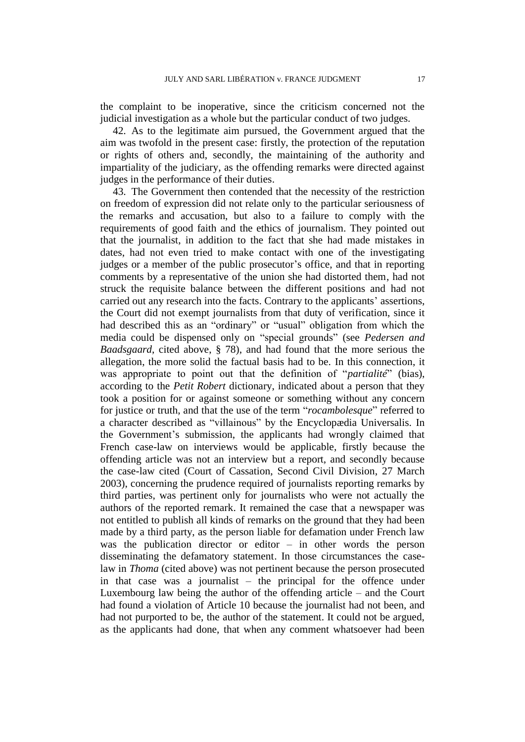the complaint to be inoperative, since the criticism concerned not the judicial investigation as a whole but the particular conduct of two judges.

42. As to the legitimate aim pursued, the Government argued that the aim was twofold in the present case: firstly, the protection of the reputation or rights of others and, secondly, the maintaining of the authority and impartiality of the judiciary, as the offending remarks were directed against judges in the performance of their duties.

43. The Government then contended that the necessity of the restriction on freedom of expression did not relate only to the particular seriousness of the remarks and accusation, but also to a failure to comply with the requirements of good faith and the ethics of journalism. They pointed out that the journalist, in addition to the fact that she had made mistakes in dates, had not even tried to make contact with one of the investigating judges or a member of the public prosecutor's office, and that in reporting comments by a representative of the union she had distorted them, had not struck the requisite balance between the different positions and had not carried out any research into the facts. Contrary to the applicants' assertions, the Court did not exempt journalists from that duty of verification, since it had described this as an "ordinary" or "usual" obligation from which the media could be dispensed only on "special grounds" (see *Pedersen and Baadsgaard*, cited above, § 78), and had found that the more serious the allegation, the more solid the factual basis had to be. In this connection, it was appropriate to point out that the definition of "*partialité*" (bias), according to the *Petit Robert* dictionary, indicated about a person that they took a position for or against someone or something without any concern for justice or truth, and that the use of the term "*rocambolesque*" referred to a character described as "villainous" by the Encyclopædia Universalis. In the Government's submission, the applicants had wrongly claimed that French case-law on interviews would be applicable, firstly because the offending article was not an interview but a report, and secondly because the case-law cited (Court of Cassation, Second Civil Division, 27 March 2003), concerning the prudence required of journalists reporting remarks by third parties, was pertinent only for journalists who were not actually the authors of the reported remark. It remained the case that a newspaper was not entitled to publish all kinds of remarks on the ground that they had been made by a third party, as the person liable for defamation under French law was the publication director or editor – in other words the person disseminating the defamatory statement. In those circumstances the case-law in *Thoma* (cited above) was not pertinent because the person prosecuted in that case was a journalist – the principal for the offence under Luxembourg law being the author of the offending article – and the Court had found a violation of Article 10 because the journalist had not been, and had not purported to be, the author of the statement. It could not be argued, as the applicants had done, that when any comment whatsoever had been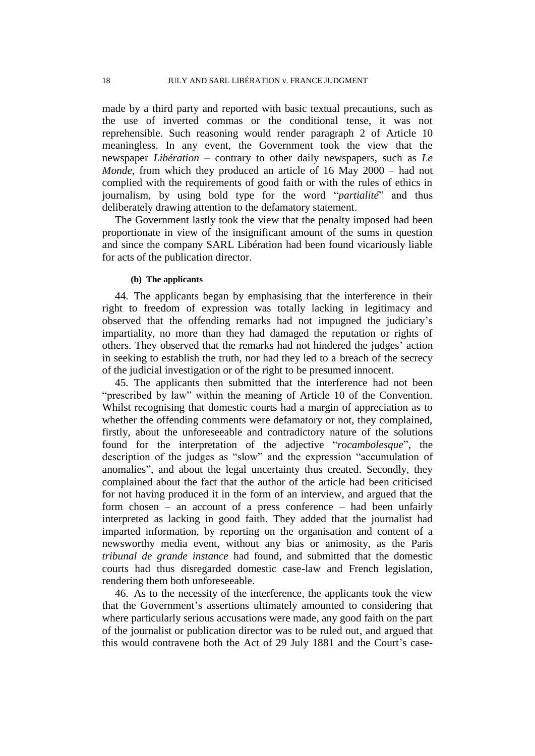made by a third party and reported with basic textual precautions, such as the use of inverted commas or the conditional tense, it was not reprehensible. Such reasoning would render paragraph 2 of Article 10 meaningless. In any event, the Government took the view that the newspaper *Libération* – contrary to other daily newspapers, such as *Le Monde*, from which they produced an article of 16 May 2000 – had not complied with the requirements of good faith or with the rules of ethics in journalism, by using bold type for the word "*partialité*" and thus deliberately drawing attention to the defamatory statement.

The Government lastly took the view that the penalty imposed had been proportionate in view of the insignificant amount of the sums in question and since the company SARL Libération had been found vicariously liable for acts of the publication director.

#### (b) The applicants

44. The applicants began by emphasising that the interference in their right to freedom of expression was totally lacking in legitimacy and observed that the offending remarks had not impugned the judiciary's impartiality, no more than they had damaged the reputation or rights of others. They observed that the remarks had not hindered the judges' action in seeking to establish the truth, nor had they led to a breach of the secrecy of the judicial investigation or of the right to be presumed innocent.

45. The applicants then submitted that the interference had not been "prescribed by law" within the meaning of Article 10 of the Convention. Whilst recognising that domestic courts had a margin of appreciation as to whether the offending comments were defamatory or not, they complained, firstly, about the unforeseeable and contradictory nature of the solutions found for the interpretation of the adjective "*rocambolesque*", the description of the judges as "slow" and the expression "accumulation of anomalies", and about the legal uncertainty thus created. Secondly, they complained about the fact that the author of the article had been criticised for not having produced it in the form of an interview, and argued that the form chosen – an account of a press conference – had been unfairly interpreted as lacking in good faith. They added that the journalist had imparted information, by reporting on the organisation and content of a newsworthy media event, without any bias or animosity, as the Paris *tribunal de grande instance* had found, and submitted that the domestic courts had thus disregarded domestic case-law and French legislation, rendering them both unforeseeable.

46. As to the necessity of the interference, the applicants took the view that the Government's assertions ultimately amounted to considering that where particularly serious accusations were made, any good faith on the part of the journalist or publication director was to be ruled out, and argued that this would contravene both the Act of 29 July 1881 and the Court's case-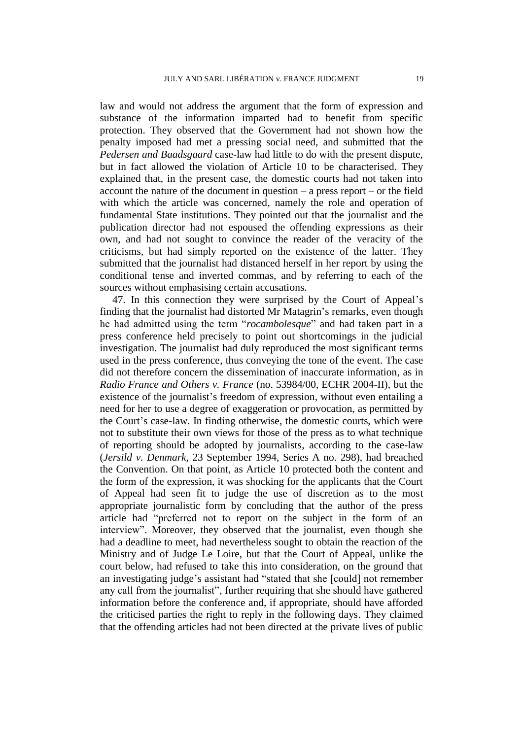law and would not address the argument that the form of expression and substance of the information imparted had to benefit from specific protection. They observed that the Government had not shown how the penalty imposed had met a pressing social need, and submitted that the *Pedersen and Baadsgaard* case-law had little to do with the present dispute, but in fact allowed the violation of Article 10 to be characterised. They explained that, in the present case, the domestic courts had not taken into account the nature of the document in question – a press report – or the field with which the article was concerned, namely the role and operation of fundamental State institutions. They pointed out that the journalist and the publication director had not espoused the offending expressions as their own, and had not sought to convince the reader of the veracity of the criticisms, but had simply reported on the existence of the latter. They submitted that the journalist had distanced herself in her report by using the conditional tense and inverted commas, and by referring to each of the sources without emphasising certain accusations.

47. In this connection they were surprised by the Court of Appeal's finding that the journalist had distorted Mr Matagrin's remarks, even though he had admitted using the term "*rocambolesque*" and had taken part in a press conference held precisely to point out shortcomings in the judicial investigation. The journalist had duly reproduced the most significant terms used in the press conference, thus conveying the tone of the event. The case did not therefore concern the dissemination of inaccurate information, as in *Radio France and Others v. France* (no. 53984/00, ECHR 2004-II), but the existence of the journalist's freedom of expression, without even entailing a need for her to use a degree of exaggeration or provocation, as permitted by the Court's case-law. In finding otherwise, the domestic courts, which were not to substitute their own views for those of the press as to what technique of reporting should be adopted by journalists, according to the case-law (*Jersild v. Denmark*, 23 September 1994, Series A no. 298), had breached the Convention. On that point, as Article 10 protected both the content and the form of the expression, it was shocking for the applicants that the Court of Appeal had seen fit to judge the use of discretion as to the most appropriate journalistic form by concluding that the author of the press article had "preferred not to report on the subject in the form of an interview". Moreover, they observed that the journalist, even though she had a deadline to meet, had nevertheless sought to obtain the reaction of the Ministry and of Judge Le Loire, but that the Court of Appeal, unlike the court below, had refused to take this into consideration, on the ground that an investigating judge's assistant had "stated that she [could] not remember any call from the journalist", further requiring that she should have gathered information before the conference and, if appropriate, should have afforded the criticised parties the right to reply in the following days. They claimed that the offending articles had not been directed at the private lives of public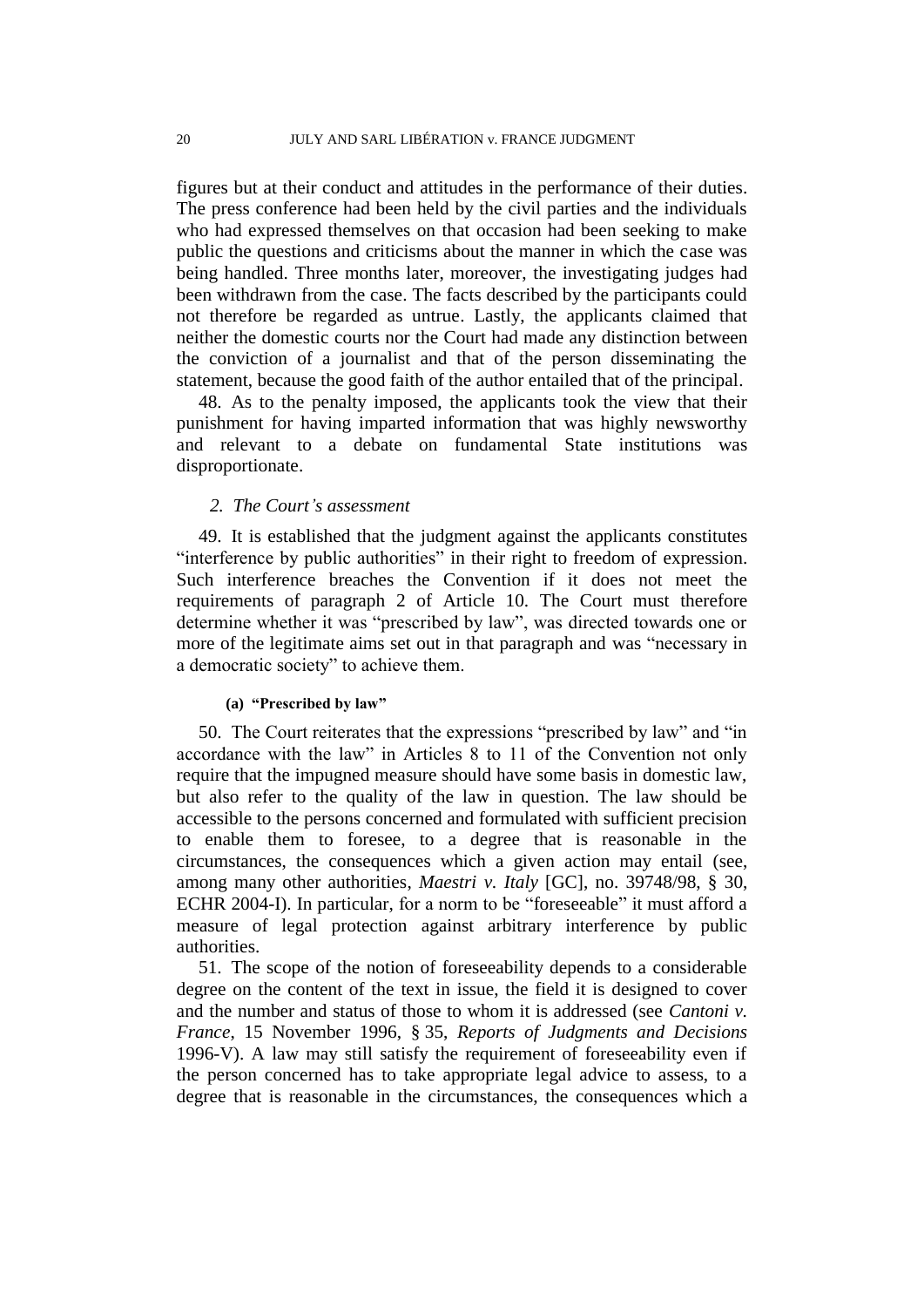figures but at their conduct and attitudes in the performance of their duties. The press conference had been held by the civil parties and the individuals who had expressed themselves on that occasion had been seeking to make public the questions and criticisms about the manner in which the case was being handled. Three months later, moreover, the investigating judges had been withdrawn from the case. The facts described by the participants could not therefore be regarded as untrue. Lastly, the applicants claimed that neither the domestic courts nor the Court had made any distinction between the conviction of a journalist and that of the person disseminating the statement, because the good faith of the author entailed that of the principal.

48. As to the penalty imposed, the applicants took the view that their punishment for having imparted information that was highly newsworthy and relevant to a debate on fundamental State institutions was disproportionate.

### *2. The Court's assessment*

49. It is established that the judgment against the applicants constitutes "interference by public authorities" in their right to freedom of expression. Such interference breaches the Convention if it does not meet the requirements of paragraph 2 of Article 10. The Court must therefore determine whether it was "prescribed by law", was directed towards one or more of the legitimate aims set out in that paragraph and was "necessary in a democratic society" to achieve them.

#### (a) "Prescribed by law"

50. The Court reiterates that the expressions "prescribed by law" and "in accordance with the law" in Articles 8 to 11 of the Convention not only require that the impugned measure should have some basis in domestic law, but also refer to the quality of the law in question. The law should be accessible to the persons concerned and formulated with sufficient precision to enable them to foresee, to a degree that is reasonable in the circumstances, the consequences which a given action may entail (see, among many other authorities, *Maestri v. Italy* [GC], no. 39748/98, § 30, ECHR 2004-I). In particular, for a norm to be "foreseeable" it must afford a measure of legal protection against arbitrary interference by public authorities.

51. The scope of the notion of foreseeability depends to a considerable degree on the content of the text in issue, the field it is designed to cover and the number and status of those to whom it is addressed (see *Cantoni v. France*, 15 November 1996, § 35, *Reports of Judgments and Decisions* 1996-V). A law may still satisfy the requirement of foreseeability even if the person concerned has to take appropriate legal advice to assess, to a degree that is reasonable in the circumstances, the consequences which a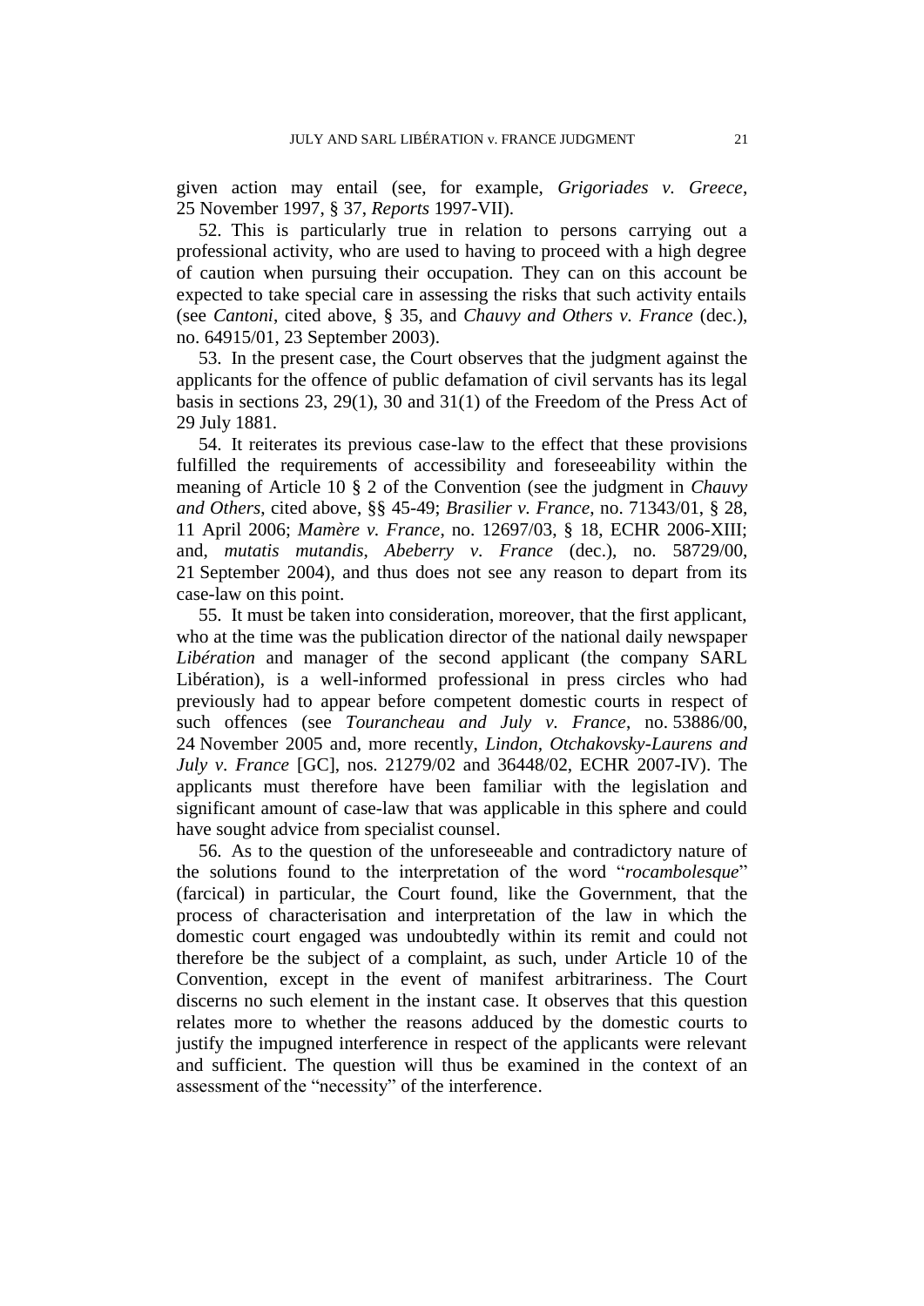given action may entail (see, for example, *Grigoriades v. Greece*, 25 November 1997, § 37, *Reports* 1997-VII).

52. This is particularly true in relation to persons carrying out a professional activity, who are used to having to proceed with a high degree of caution when pursuing their occupation. They can on this account be expected to take special care in assessing the risks that such activity entails (see *Cantoni*, cited above, § 35, and *Chauvy and Others v. France* (dec.), no. 64915/01, 23 September 2003).

53. In the present case, the Court observes that the judgment against the applicants for the offence of public defamation of civil servants has its legal basis in sections 23, 29(1), 30 and 31(1) of the Freedom of the Press Act of 29 July 1881.

54. It reiterates its previous case-law to the effect that these provisions fulfilled the requirements of accessibility and foreseeability within the meaning of Article 10 § 2 of the Convention (see the judgment in *Chauvy and Others*, cited above, §§ 45-49; *Brasilier v. France*, no. 71343/01, § 28, 11 April 2006; *Mamère v. France*, no. 12697/03, § 18, ECHR 2006-XIII; and, *mutatis mutandis*, *Abeberry v. France* (dec.), no. 58729/00, 21 September 2004), and thus does not see any reason to depart from its case-law on this point.

55. It must be taken into consideration, moreover, that the first applicant, who at the time was the publication director of the national daily newspaper *Libération* and manager of the second applicant (the company SARL Libération), is a well-informed professional in press circles who had previously had to appear before competent domestic courts in respect of such offences (see *Tourancheau and July v. France*, no. 53886/00, 24 November 2005 and, more recently, *Lindon, Otchakovsky-Laurens and July v. France* [GC], nos. 21279/02 and 36448/02, ECHR 2007-IV). The applicants must therefore have been familiar with the legislation and significant amount of case-law that was applicable in this sphere and could have sought advice from specialist counsel.

56. As to the question of the unforeseeable and contradictory nature of the solutions found to the interpretation of the word "*rocambolesque*" (farcical) in particular, the Court found, like the Government, that the process of characterisation and interpretation of the law in which the domestic court engaged was undoubtedly within its remit and could not therefore be the subject of a complaint, as such, under Article 10 of the Convention, except in the event of manifest arbitrariness. The Court discerns no such element in the instant case. It observes that this question relates more to whether the reasons adduced by the domestic courts to justify the impugned interference in respect of the applicants were relevant and sufficient. The question will thus be examined in the context of an assessment of the "necessity" of the interference.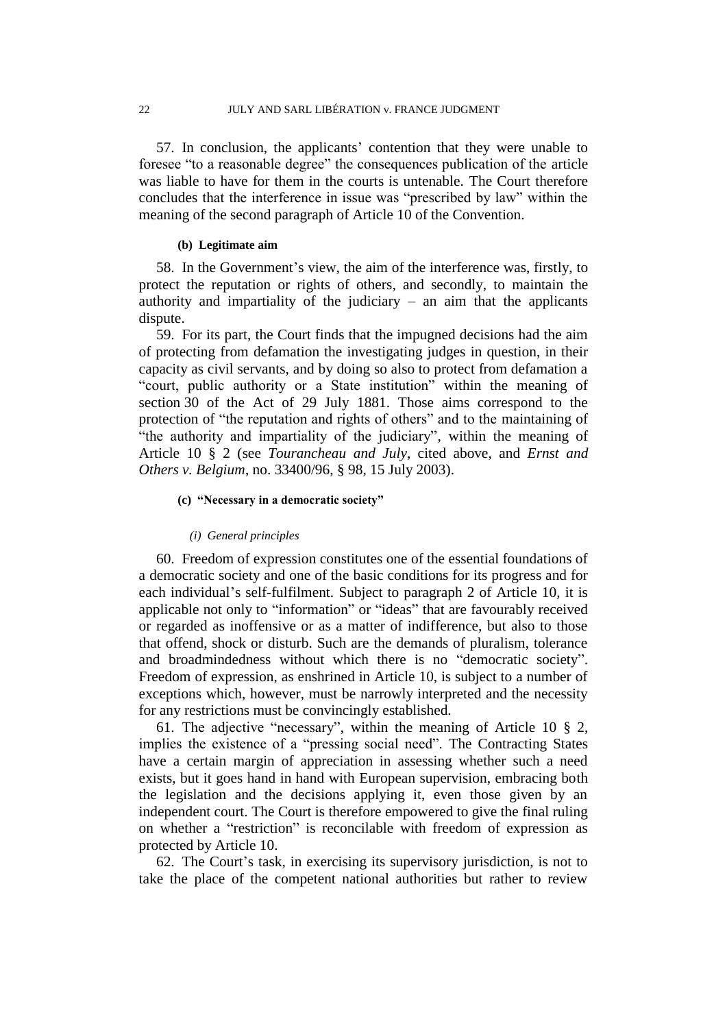57. In conclusion, the applicants' contention that they were unable to foresee "to a reasonable degree" the consequences publication of the article was liable to have for them in the courts is untenable. The Court therefore concludes that the interference in issue was "prescribed by law" within the meaning of the second paragraph of Article 10 of the Convention.

#### (b) Legitimate aim

58. In the Government's view, the aim of the interference was, firstly, to protect the reputation or rights of others, and secondly, to maintain the authority and impartiality of the judiciary – an aim that the applicants dispute.

59. For its part, the Court finds that the impugned decisions had the aim of protecting from defamation the investigating judges in question, in their capacity as civil servants, and by doing so also to protect from defamation a "court, public authority or a State institution" within the meaning of section 30 of the Act of 29 July 1881. Those aims correspond to the protection of "the reputation and rights of others" and to the maintaining of "the authority and impartiality of the judiciary", within the meaning of Article 10 § 2 (see *Tourancheau and July*, cited above, and *Ernst and Others v. Belgium*, no. 33400/96, § 98, 15 July 2003).

#### (c) "Necessary in a democratic society"

##### *(i) General principles*

60. Freedom of expression constitutes one of the essential foundations of a democratic society and one of the basic conditions for its progress and for each individual's self-fulfilment. Subject to paragraph 2 of Article 10, it is applicable not only to "information" or "ideas" that are favourably received or regarded as inoffensive or as a matter of indifference, but also to those that offend, shock or disturb. Such are the demands of pluralism, tolerance and broadmindedness without which there is no "democratic society". Freedom of expression, as enshrined in Article 10, is subject to a number of exceptions which, however, must be narrowly interpreted and the necessity for any restrictions must be convincingly established.

61. The adjective "necessary", within the meaning of Article 10 § 2, implies the existence of a "pressing social need". The Contracting States have a certain margin of appreciation in assessing whether such a need exists, but it goes hand in hand with European supervision, embracing both the legislation and the decisions applying it, even those given by an independent court. The Court is therefore empowered to give the final ruling on whether a "restriction" is reconcilable with freedom of expression as protected by Article 10.

62. The Court's task, in exercising its supervisory jurisdiction, is not to take the place of the competent national authorities but rather to review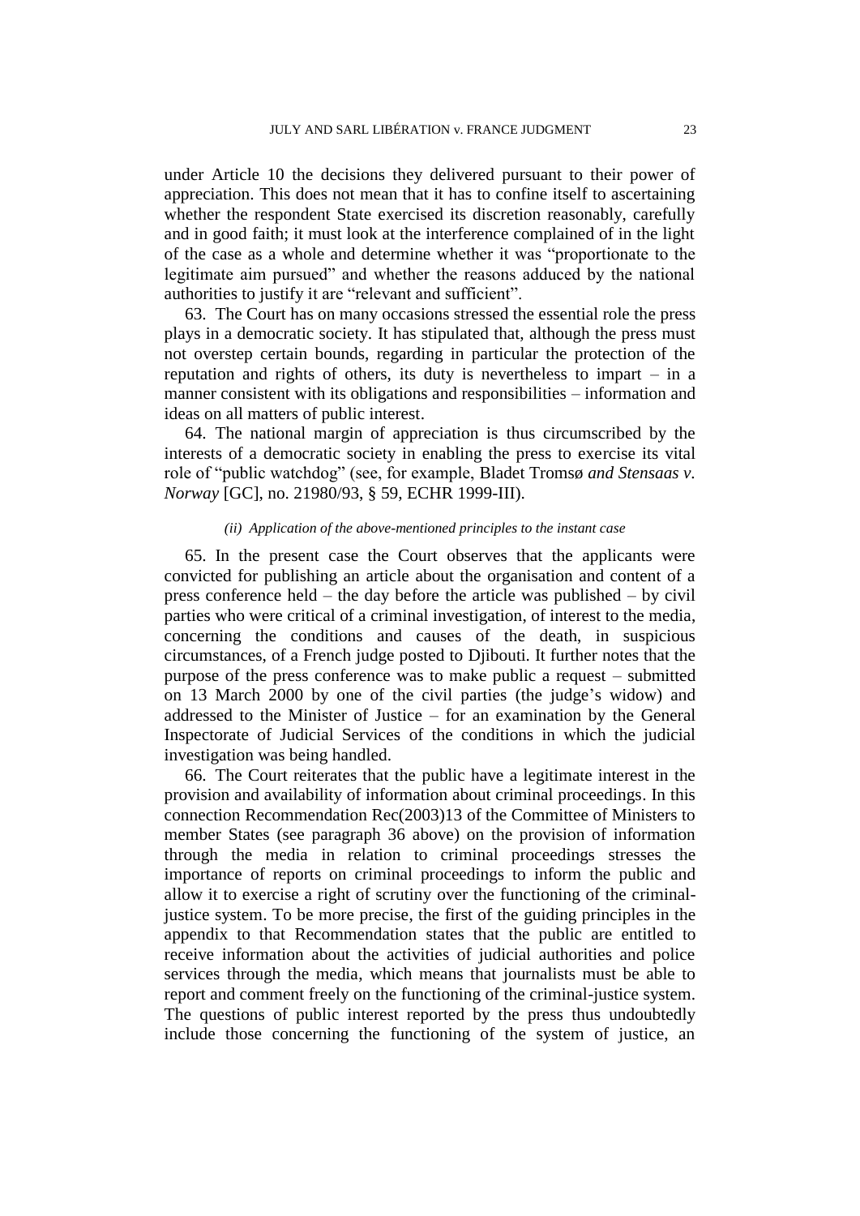under Article 10 the decisions they delivered pursuant to their power of appreciation. This does not mean that it has to confine itself to ascertaining whether the respondent State exercised its discretion reasonably, carefully and in good faith; it must look at the interference complained of in the light of the case as a whole and determine whether it was "proportionate to the legitimate aim pursued" and whether the reasons adduced by the national authorities to justify it are "relevant and sufficient".

63. The Court has on many occasions stressed the essential role the press plays in a democratic society. It has stipulated that, although the press must not overstep certain bounds, regarding in particular the protection of the reputation and rights of others, its duty is nevertheless to impart – in a manner consistent with its obligations and responsibilities – information and ideas on all matters of public interest.

64. The national margin of appreciation is thus circumscribed by the interests of a democratic society in enabling the press to exercise its vital role of "public watchdog" (see, for example, Bladet Tromsø *and Stensaas v. Norway* [GC], no. 21980/93, § 59, ECHR 1999-III).

*(ii) Application of the above-mentioned principles to the instant case*

65. In the present case the Court observes that the applicants were convicted for publishing an article about the organisation and content of a press conference held – the day before the article was published – by civil parties who were critical of a criminal investigation, of interest to the media, concerning the conditions and causes of the death, in suspicious circumstances, of a French judge posted to Djibouti. It further notes that the purpose of the press conference was to make public a request – submitted on 13 March 2000 by one of the civil parties (the judge's widow) and addressed to the Minister of Justice – for an examination by the General Inspectorate of Judicial Services of the conditions in which the judicial investigation was being handled.

66. The Court reiterates that the public have a legitimate interest in the provision and availability of information about criminal proceedings. In this connection Recommendation Rec(2003)13 of the Committee of Ministers to member States (see paragraph 36 above) on the provision of information through the media in relation to criminal proceedings stresses the importance of reports on criminal proceedings to inform the public and allow it to exercise a right of scrutiny over the functioning of the criminal-justice system. To be more precise, the first of the guiding principles in the appendix to that Recommendation states that the public are entitled to receive information about the activities of judicial authorities and police services through the media, which means that journalists must be able to report and comment freely on the functioning of the criminal-justice system. The questions of public interest reported by the press thus undoubtedly include those concerning the functioning of the system of justice, an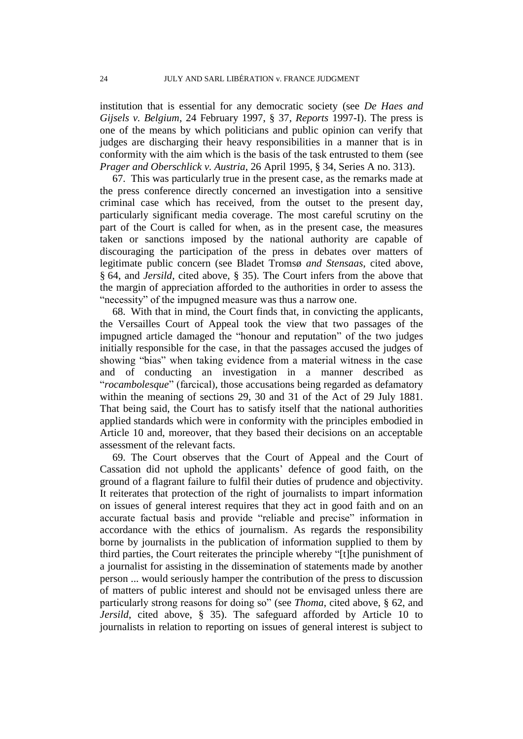institution that is essential for any democratic society (see *De Haes and Gijsels v. Belgium*, 24 February 1997, § 37, *Reports* 1997-I). The press is one of the means by which politicians and public opinion can verify that judges are discharging their heavy responsibilities in a manner that is in conformity with the aim which is the basis of the task entrusted to them (see *Prager and Oberschlick v. Austria*, 26 April 1995, § 34, Series A no. 313).

67. This was particularly true in the present case, as the remarks made at the press conference directly concerned an investigation into a sensitive criminal case which has received, from the outset to the present day, particularly significant media coverage. The most careful scrutiny on the part of the Court is called for when, as in the present case, the measures taken or sanctions imposed by the national authority are capable of discouraging the participation of the press in debates over matters of legitimate public concern (see Bladet Tromsø *and Stensaas*, cited above, § 64, and *Jersild*, cited above, § 35). The Court infers from the above that the margin of appreciation afforded to the authorities in order to assess the "necessity" of the impugned measure was thus a narrow one.

68. With that in mind, the Court finds that, in convicting the applicants, the Versailles Court of Appeal took the view that two passages of the impugned article damaged the "honour and reputation" of the two judges initially responsible for the case, in that the passages accused the judges of showing "bias" when taking evidence from a material witness in the case and of conducting an investigation in a manner described as "*rocambolesque*" (farcical), those accusations being regarded as defamatory within the meaning of sections 29, 30 and 31 of the Act of 29 July 1881. That being said, the Court has to satisfy itself that the national authorities applied standards which were in conformity with the principles embodied in Article 10 and, moreover, that they based their decisions on an acceptable assessment of the relevant facts.

69. The Court observes that the Court of Appeal and the Court of Cassation did not uphold the applicants' defence of good faith, on the ground of a flagrant failure to fulfil their duties of prudence and objectivity. It reiterates that protection of the right of journalists to impart information on issues of general interest requires that they act in good faith and on an accurate factual basis and provide "reliable and precise" information in accordance with the ethics of journalism. As regards the responsibility borne by journalists in the publication of information supplied to them by third parties, the Court reiterates the principle whereby "[t]he punishment of a journalist for assisting in the dissemination of statements made by another person ... would seriously hamper the contribution of the press to discussion of matters of public interest and should not be envisaged unless there are particularly strong reasons for doing so" (see *Thoma*, cited above, § 62, and *Jersild*, cited above, § 35). The safeguard afforded by Article 10 to journalists in relation to reporting on issues of general interest is subject to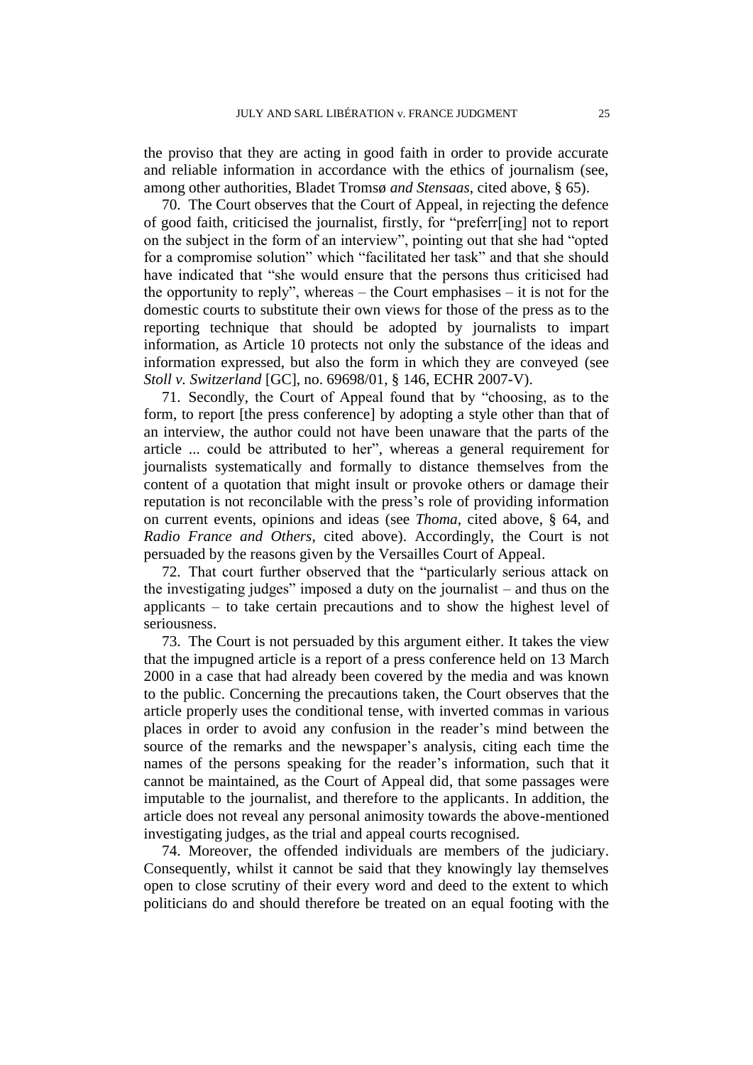the proviso that they are acting in good faith in order to provide accurate and reliable information in accordance with the ethics of journalism (see, among other authorities, Bladet Tromsø *and Stensaas*, cited above, § 65).

70. The Court observes that the Court of Appeal, in rejecting the defence of good faith, criticised the journalist, firstly, for "preferr[ing] not to report on the subject in the form of an interview", pointing out that she had "opted for a compromise solution" which "facilitated her task" and that she should have indicated that "she would ensure that the persons thus criticised had the opportunity to reply", whereas – the Court emphasises – it is not for the domestic courts to substitute their own views for those of the press as to the reporting technique that should be adopted by journalists to impart information, as Article 10 protects not only the substance of the ideas and information expressed, but also the form in which they are conveyed (see *Stoll v. Switzerland* [GC], no. 69698/01, § 146, ECHR 2007-V).

71. Secondly, the Court of Appeal found that by "choosing, as to the form, to report [the press conference] by adopting a style other than that of an interview, the author could not have been unaware that the parts of the article ... could be attributed to her", whereas a general requirement for journalists systematically and formally to distance themselves from the content of a quotation that might insult or provoke others or damage their reputation is not reconcilable with the press's role of providing information on current events, opinions and ideas (see *Thoma*, cited above, § 64, and *Radio France and Others*, cited above). Accordingly, the Court is not persuaded by the reasons given by the Versailles Court of Appeal.

72. That court further observed that the "particularly serious attack on the investigating judges" imposed a duty on the journalist – and thus on the applicants – to take certain precautions and to show the highest level of seriousness.

73. The Court is not persuaded by this argument either. It takes the view that the impugned article is a report of a press conference held on 13 March 2000 in a case that had already been covered by the media and was known to the public. Concerning the precautions taken, the Court observes that the article properly uses the conditional tense, with inverted commas in various places in order to avoid any confusion in the reader's mind between the source of the remarks and the newspaper's analysis, citing each time the names of the persons speaking for the reader's information, such that it cannot be maintained, as the Court of Appeal did, that some passages were imputable to the journalist, and therefore to the applicants. In addition, the article does not reveal any personal animosity towards the above-mentioned investigating judges, as the trial and appeal courts recognised.

74. Moreover, the offended individuals are members of the judiciary. Consequently, whilst it cannot be said that they knowingly lay themselves open to close scrutiny of their every word and deed to the extent to which politicians do and should therefore be treated on an equal footing with the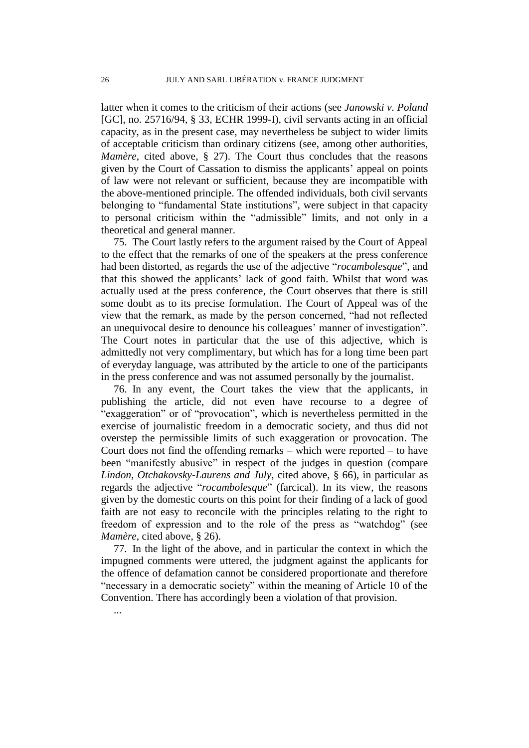latter when it comes to the criticism of their actions (see *Janowski v. Poland* [GC], no. 25716/94, § 33, ECHR 1999-I), civil servants acting in an official capacity, as in the present case, may nevertheless be subject to wider limits of acceptable criticism than ordinary citizens (see, among other authorities, *Mamère*, cited above, § 27). The Court thus concludes that the reasons given by the Court of Cassation to dismiss the applicants' appeal on points of law were not relevant or sufficient, because they are incompatible with the above-mentioned principle. The offended individuals, both civil servants belonging to "fundamental State institutions", were subject in that capacity to personal criticism within the "admissible" limits, and not only in a theoretical and general manner.

75. The Court lastly refers to the argument raised by the Court of Appeal to the effect that the remarks of one of the speakers at the press conference had been distorted, as regards the use of the adjective "*rocambolesque*", and that this showed the applicants' lack of good faith. Whilst that word was actually used at the press conference, the Court observes that there is still some doubt as to its precise formulation. The Court of Appeal was of the view that the remark, as made by the person concerned, "had not reflected an unequivocal desire to denounce his colleagues' manner of investigation". The Court notes in particular that the use of this adjective, which is admittedly not very complimentary, but which has for a long time been part of everyday language, was attributed by the article to one of the participants in the press conference and was not assumed personally by the journalist.

76. In any event, the Court takes the view that the applicants, in publishing the article, did not even have recourse to a degree of "exaggeration" or of "provocation", which is nevertheless permitted in the exercise of journalistic freedom in a democratic society, and thus did not overstep the permissible limits of such exaggeration or provocation. The Court does not find the offending remarks – which were reported – to have been "manifestly abusive" in respect of the judges in question (compare *Lindon, Otchakovsky-Laurens and July*, cited above, § 66), in particular as regards the adjective "*rocambolesque*" (farcical). In its view, the reasons given by the domestic courts on this point for their finding of a lack of good faith are not easy to reconcile with the principles relating to the right to freedom of expression and to the role of the press as "watchdog" (see *Mamère*, cited above, § 26).

77. In the light of the above, and in particular the context in which the impugned comments were uttered, the judgment against the applicants for the offence of defamation cannot be considered proportionate and therefore "necessary in a democratic society" within the meaning of Article 10 of the Convention. There has accordingly been a violation of that provision.

...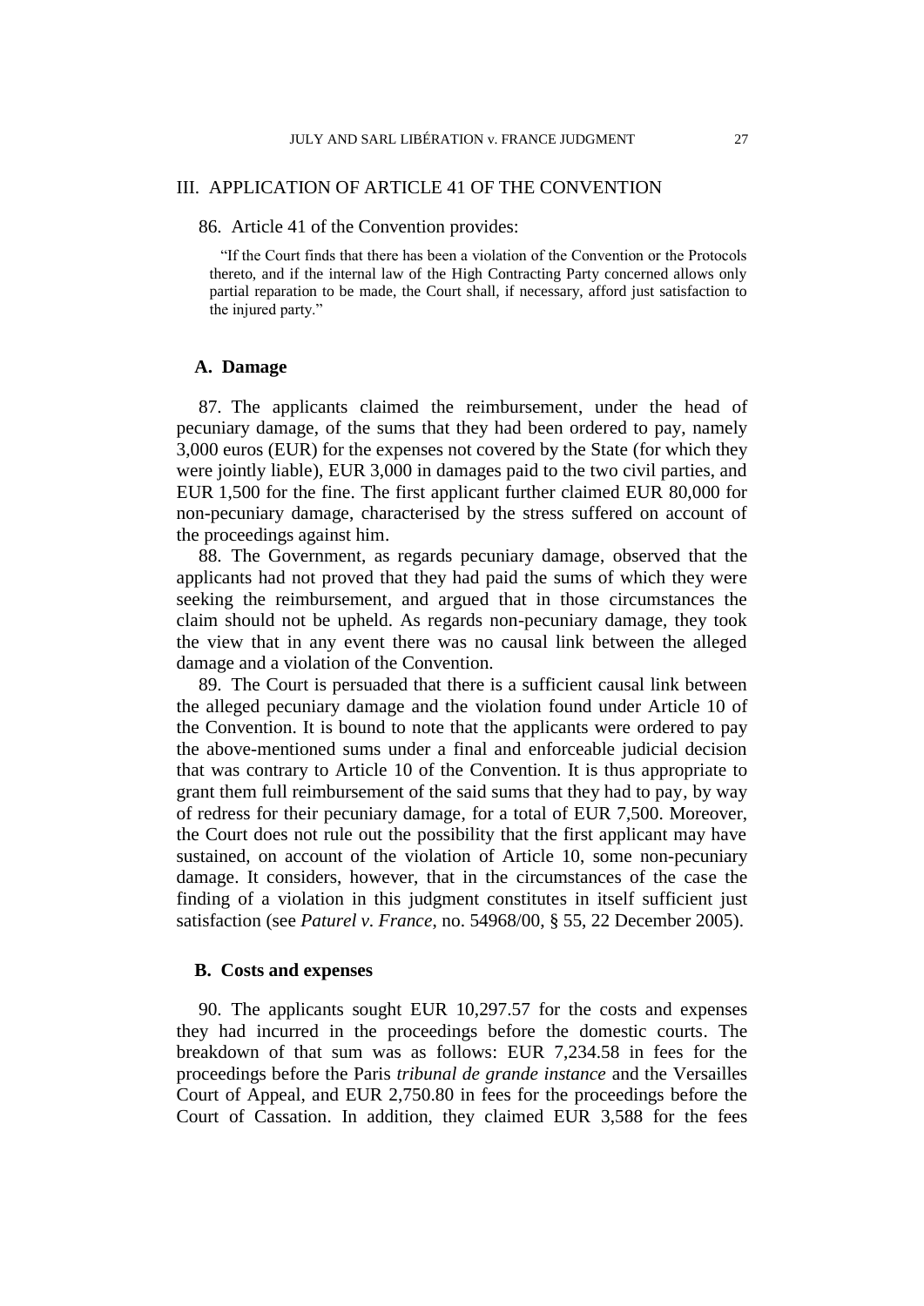## III. APPLICATION OF ARTICLE 41 OF THE CONVENTION

86. Article 41 of the Convention provides:

> "If the Court finds that there has been a violation of the Convention or the Protocols thereto, and if the internal law of the High Contracting Party concerned allows only partial reparation to be made, the Court shall, if necessary, afford just satisfaction to the injured party."

### A. Damage

87. The applicants claimed the reimbursement, under the head of pecuniary damage, of the sums that they had been ordered to pay, namely 3,000 euros (EUR) for the expenses not covered by the State (for which they were jointly liable), EUR 3,000 in damages paid to the two civil parties, and EUR 1,500 for the fine. The first applicant further claimed EUR 80,000 for non-pecuniary damage, characterised by the stress suffered on account of the proceedings against him.

88. The Government, as regards pecuniary damage, observed that the applicants had not proved that they had paid the sums of which they were seeking the reimbursement, and argued that in those circumstances the claim should not be upheld. As regards non-pecuniary damage, they took the view that in any event there was no causal link between the alleged damage and a violation of the Convention.

89. The Court is persuaded that there is a sufficient causal link between the alleged pecuniary damage and the violation found under Article 10 of the Convention. It is bound to note that the applicants were ordered to pay the above-mentioned sums under a final and enforceable judicial decision that was contrary to Article 10 of the Convention. It is thus appropriate to grant them full reimbursement of the said sums that they had to pay, by way of redress for their pecuniary damage, for a total of EUR 7,500. Moreover, the Court does not rule out the possibility that the first applicant may have sustained, on account of the violation of Article 10, some non-pecuniary damage. It considers, however, that in the circumstances of the case the finding of a violation in this judgment constitutes in itself sufficient just satisfaction (see *Paturel v. France*, no. 54968/00, § 55, 22 December 2005).

### B. Costs and expenses

90. The applicants sought EUR 10,297.57 for the costs and expenses they had incurred in the proceedings before the domestic courts. The breakdown of that sum was as follows: EUR 7,234.58 in fees for the proceedings before the Paris *tribunal de grande instance* and the Versailles Court of Appeal, and EUR 2,750.80 in fees for the proceedings before the Court of Cassation. In addition, they claimed EUR 3,588 for the fees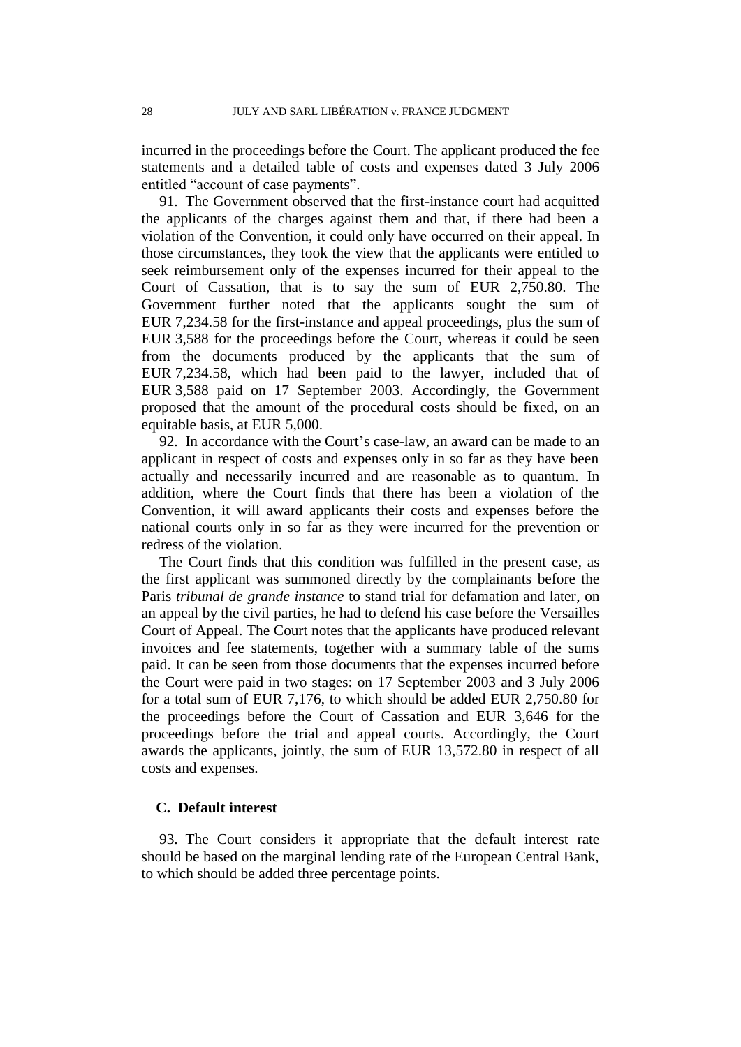incurred in the proceedings before the Court. The applicant produced the fee statements and a detailed table of costs and expenses dated 3 July 2006 entitled "account of case payments".

91. The Government observed that the first-instance court had acquitted the applicants of the charges against them and that, if there had been a violation of the Convention, it could only have occurred on their appeal. In those circumstances, they took the view that the applicants were entitled to seek reimbursement only of the expenses incurred for their appeal to the Court of Cassation, that is to say the sum of EUR 2,750.80. The Government further noted that the applicants sought the sum of EUR 7,234.58 for the first-instance and appeal proceedings, plus the sum of EUR 3,588 for the proceedings before the Court, whereas it could be seen from the documents produced by the applicants that the sum of EUR 7,234.58, which had been paid to the lawyer, included that of EUR 3,588 paid on 17 September 2003. Accordingly, the Government proposed that the amount of the procedural costs should be fixed, on an equitable basis, at EUR 5,000.

92. In accordance with the Court's case-law, an award can be made to an applicant in respect of costs and expenses only in so far as they have been actually and necessarily incurred and are reasonable as to quantum. In addition, where the Court finds that there has been a violation of the Convention, it will award applicants their costs and expenses before the national courts only in so far as they were incurred for the prevention or redress of the violation.

The Court finds that this condition was fulfilled in the present case, as the first applicant was summoned directly by the complainants before the Paris *tribunal de grande instance* to stand trial for defamation and later, on an appeal by the civil parties, he had to defend his case before the Versailles Court of Appeal. The Court notes that the applicants have produced relevant invoices and fee statements, together with a summary table of the sums paid. It can be seen from those documents that the expenses incurred before the Court were paid in two stages: on 17 September 2003 and 3 July 2006 for a total sum of EUR 7,176, to which should be added EUR 2,750.80 for the proceedings before the Court of Cassation and EUR 3,646 for the proceedings before the trial and appeal courts. Accordingly, the Court awards the applicants, jointly, the sum of EUR 13,572.80 in respect of all costs and expenses.

### C. Default interest

93. The Court considers it appropriate that the default interest rate should be based on the marginal lending rate of the European Central Bank, to which should be added three percentage points.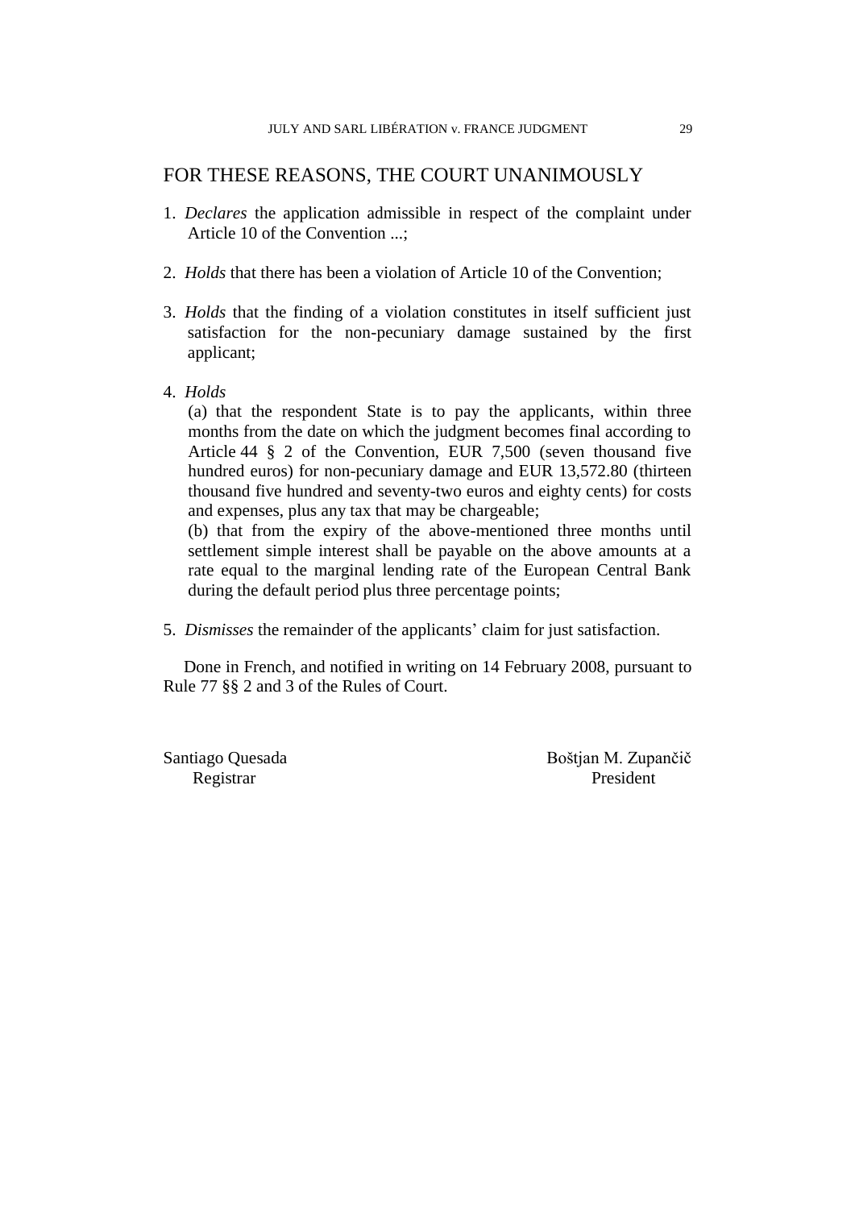## FOR THESE REASONS, THE COURT UNANIMOUSLY

1. *Declares* the application admissible in respect of the complaint under Article 10 of the Convention ...;

2. *Holds* that there has been a violation of Article 10 of the Convention;

3. *Holds* that the finding of a violation constitutes in itself sufficient just satisfaction for the non-pecuniary damage sustained by the first applicant;

4. *Holds*
   (a) that the respondent State is to pay the applicants, within three months from the date on which the judgment becomes final according to Article 44 § 2 of the Convention, EUR 7,500 (seven thousand five hundred euros) for non-pecuniary damage and EUR 13,572.80 (thirteen thousand five hundred and seventy-two euros and eighty cents) for costs and expenses, plus any tax that may be chargeable;
   (b) that from the expiry of the above-mentioned three months until settlement simple interest shall be payable on the above amounts at a rate equal to the marginal lending rate of the European Central Bank during the default period plus three percentage points;

5. *Dismisses* the remainder of the applicants' claim for just satisfaction.

Done in French, and notified in writing on 14 February 2008, pursuant to Rule 77 §§ 2 and 3 of the Rules of Court.

Santiago Quesada
Registrar

Boštjan M. Zupančič
President